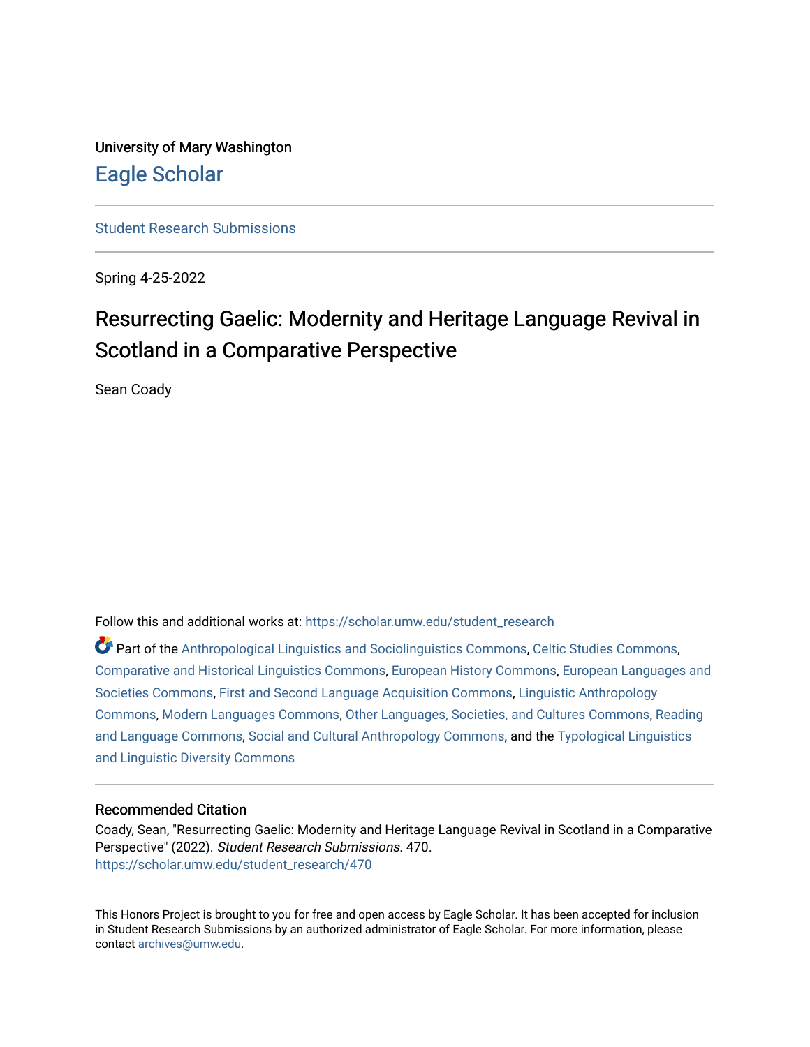University of Mary Washington

# Eagle Scholar

Student Research Submissions

Spring 4-25-2022

## Resurrecting Gaelic: Modernity and Heritage Language Revival in Scotland in a Comparative Perspective

Sean Coady

Follow this and additional works at: https://scholar.umw.edu/student_research

Part of the Anthropological Linguistics and Sociolinguistics Commons, Celtic Studies Commons, Comparative and Historical Linguistics Commons, European History Commons, European Languages and Societies Commons, First and Second Language Acquisition Commons, Linguistic Anthropology Commons, Modern Languages Commons, Other Languages, Societies, and Cultures Commons, Reading and Language Commons, Social and Cultural Anthropology Commons, and the Typological Linguistics and Linguistic Diversity Commons

### Recommended Citation

Coady, Sean, "Resurrecting Gaelic: Modernity and Heritage Language Revival in Scotland in a Comparative Perspective" (2022). *Student Research Submissions*. 470.
https://scholar.umw.edu/student_research/470

This Honors Project is brought to you for free and open access by Eagle Scholar. It has been accepted for inclusion in Student Research Submissions by an authorized administrator of Eagle Scholar. For more information, please contact archives@umw.edu.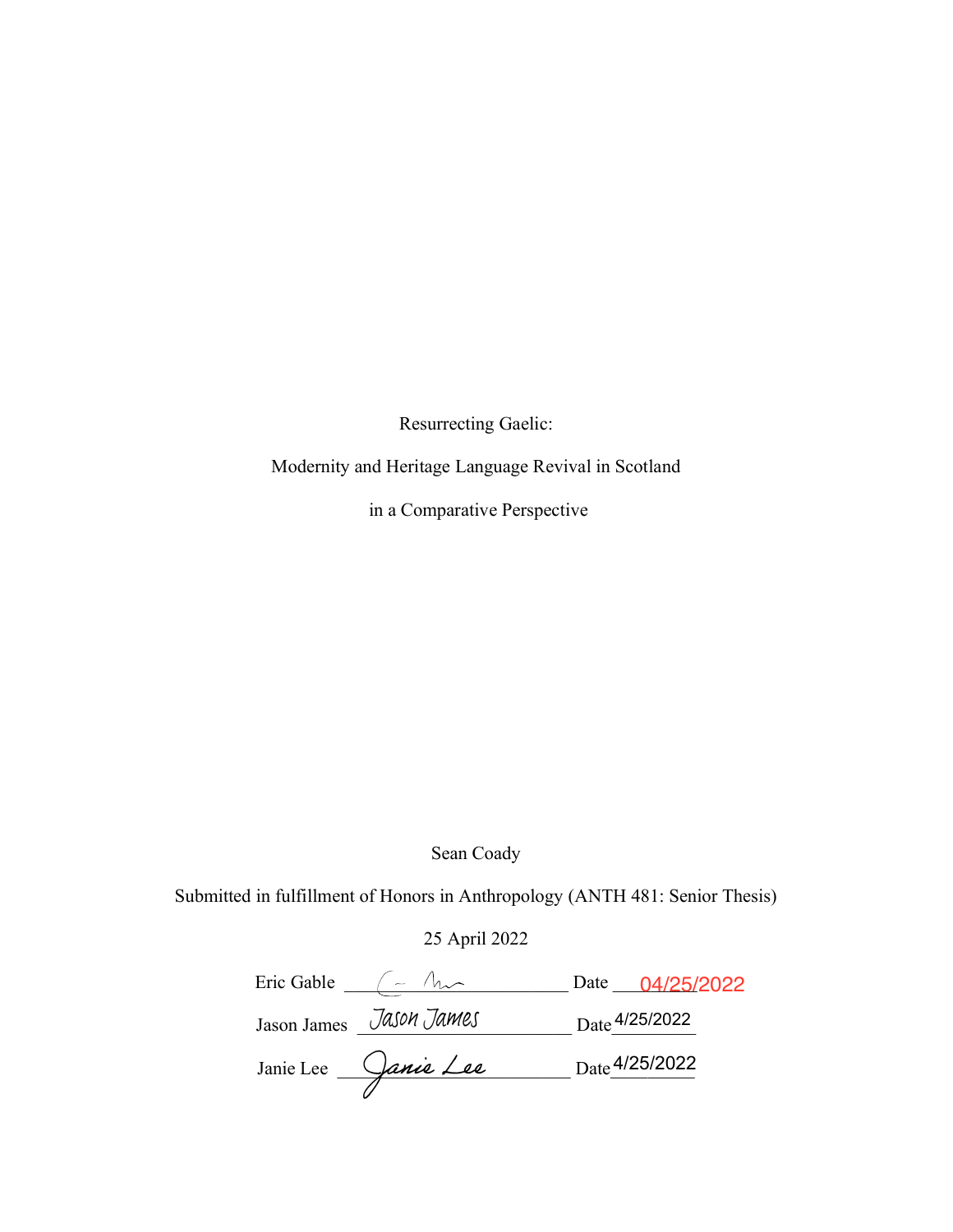Resurrecting Gaelic:

Modernity and Heritage Language Revival in Scotland

in a Comparative Perspective

Sean Coady

Submitted in fulfillment of Honors in Anthropology (ANTH 481: Senior Thesis)

25 April 2022

Eric Gable ______________ Date 04/25/2022

Jason James Jason James Date 4/25/2022

Janie Lee Janie Lee Date 4/25/2022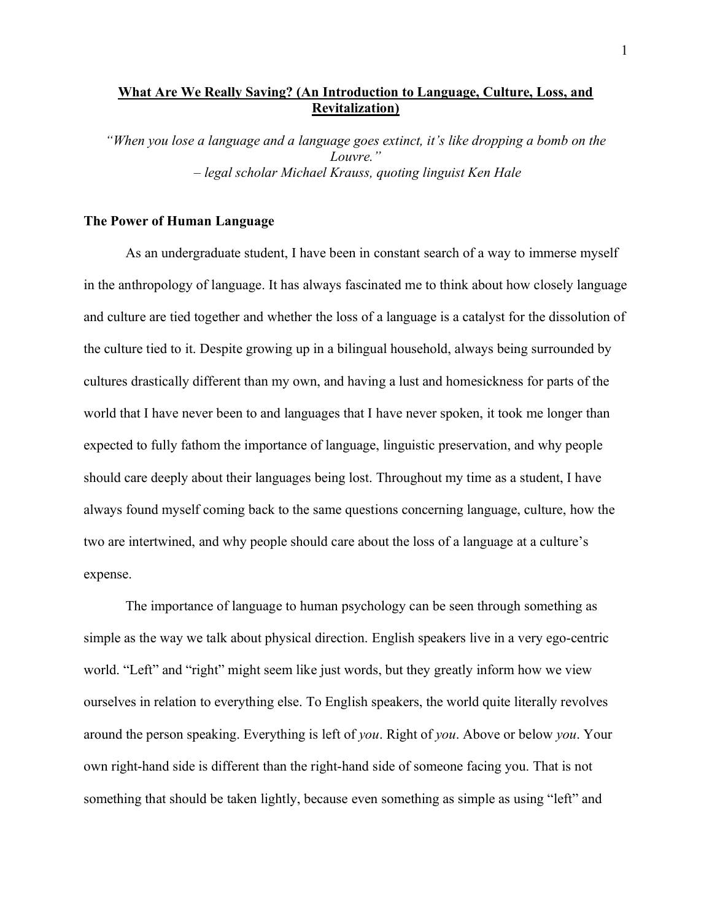# What Are We Really Saving? (An Introduction to Language, Culture, Loss, and Revitalization)

*"When you lose a language and a language goes extinct, it's like dropping a bomb on the Louvre."*
*– legal scholar Michael Krauss, quoting linguist Ken Hale*

## The Power of Human Language

As an undergraduate student, I have been in constant search of a way to immerse myself in the anthropology of language. It has always fascinated me to think about how closely language and culture are tied together and whether the loss of a language is a catalyst for the dissolution of the culture tied to it. Despite growing up in a bilingual household, always being surrounded by cultures drastically different than my own, and having a lust and homesickness for parts of the world that I have never been to and languages that I have never spoken, it took me longer than expected to fully fathom the importance of language, linguistic preservation, and why people should care deeply about their languages being lost. Throughout my time as a student, I have always found myself coming back to the same questions concerning language, culture, how the two are intertwined, and why people should care about the loss of a language at a culture's expense.

The importance of language to human psychology can be seen through something as simple as the way we talk about physical direction. English speakers live in a very ego-centric world. "Left" and "right" might seem like just words, but they greatly inform how we view ourselves in relation to everything else. To English speakers, the world quite literally revolves around the person speaking. Everything is left of *you*. Right of *you*. Above or below *you*. Your own right-hand side is different than the right-hand side of someone facing you. That is not something that should be taken lightly, because even something as simple as using "left" and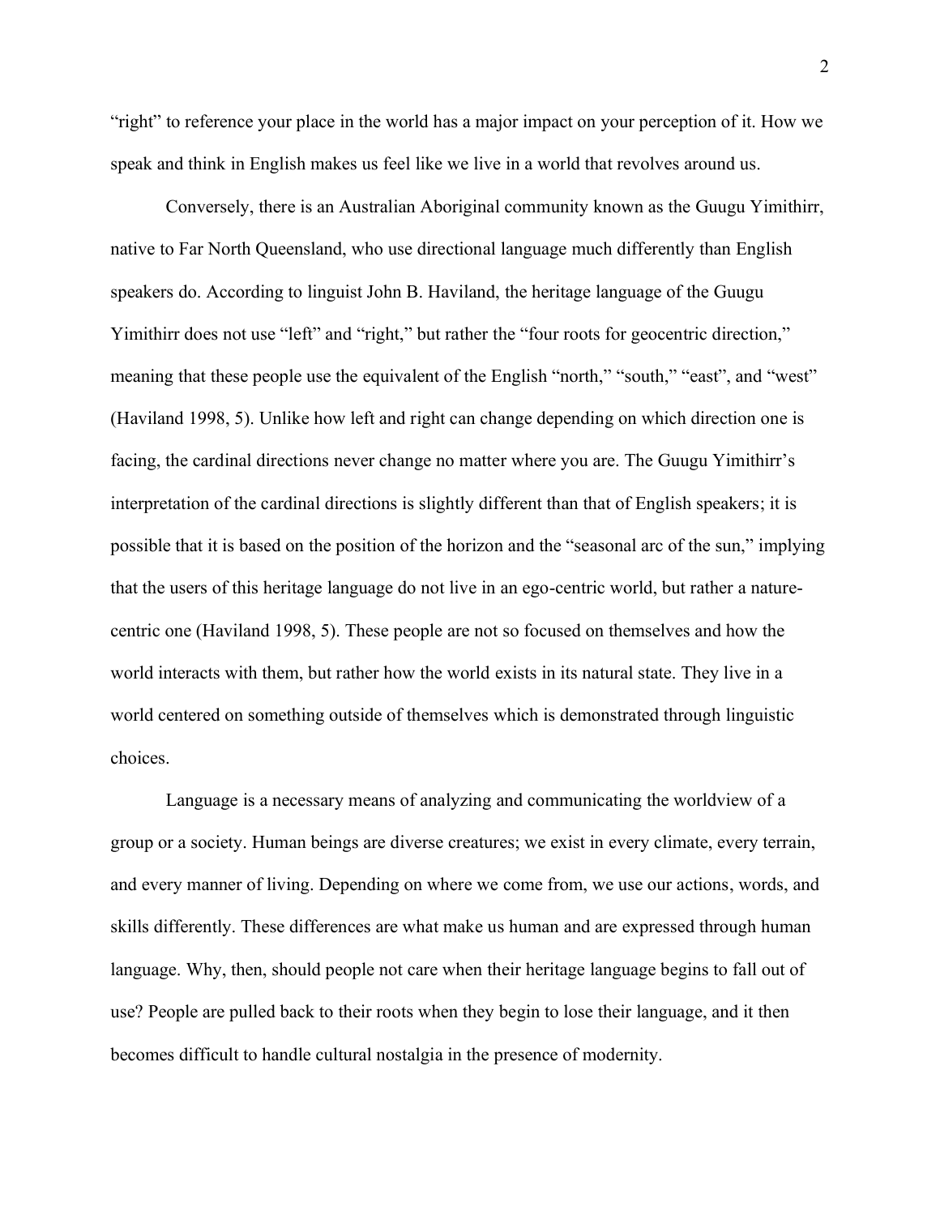"right" to reference your place in the world has a major impact on your perception of it. How we speak and think in English makes us feel like we live in a world that revolves around us.

Conversely, there is an Australian Aboriginal community known as the Guugu Yimithirr, native to Far North Queensland, who use directional language much differently than English speakers do. According to linguist John B. Haviland, the heritage language of the Guugu Yimithirr does not use "left" and "right," but rather the "four roots for geocentric direction," meaning that these people use the equivalent of the English "north," "south," "east", and "west" (Haviland 1998, 5). Unlike how left and right can change depending on which direction one is facing, the cardinal directions never change no matter where you are. The Guugu Yimithirr's interpretation of the cardinal directions is slightly different than that of English speakers; it is possible that it is based on the position of the horizon and the "seasonal arc of the sun," implying that the users of this heritage language do not live in an ego-centric world, but rather a nature-centric one (Haviland 1998, 5). These people are not so focused on themselves and how the world interacts with them, but rather how the world exists in its natural state. They live in a world centered on something outside of themselves which is demonstrated through linguistic choices.

Language is a necessary means of analyzing and communicating the worldview of a group or a society. Human beings are diverse creatures; we exist in every climate, every terrain, and every manner of living. Depending on where we come from, we use our actions, words, and skills differently. These differences are what make us human and are expressed through human language. Why, then, should people not care when their heritage language begins to fall out of use? People are pulled back to their roots when they begin to lose their language, and it then becomes difficult to handle cultural nostalgia in the presence of modernity.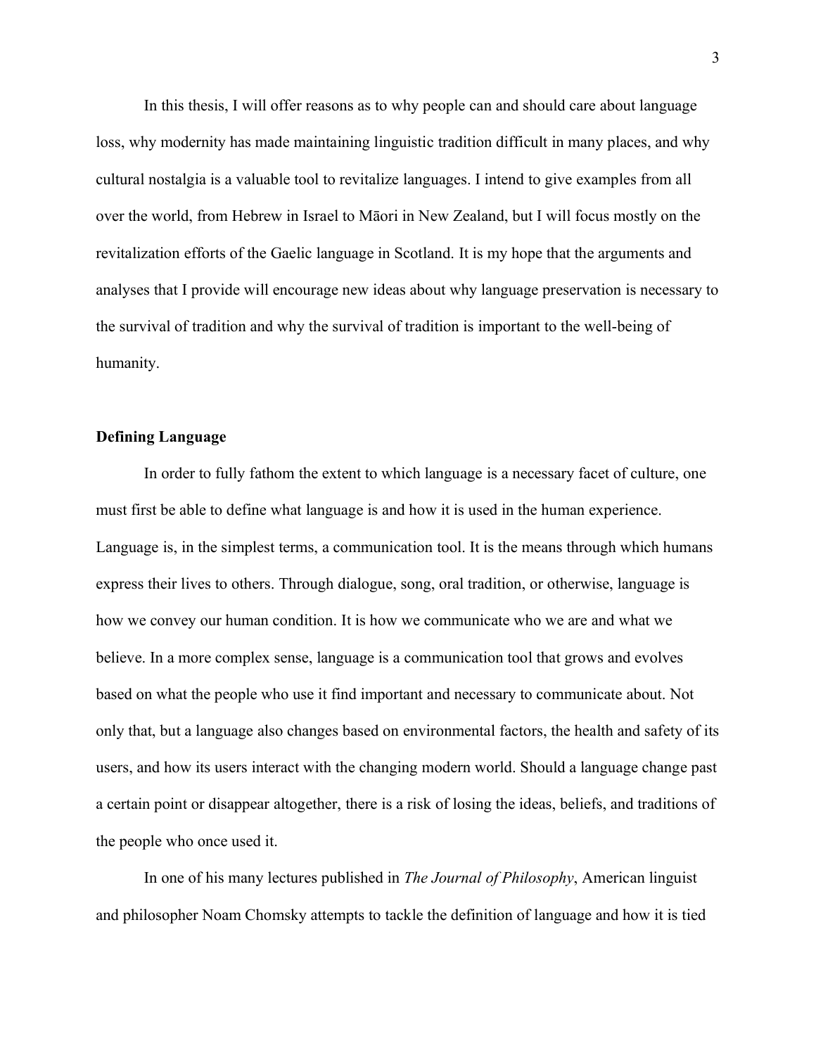In this thesis, I will offer reasons as to why people can and should care about language loss, why modernity has made maintaining linguistic tradition difficult in many places, and why cultural nostalgia is a valuable tool to revitalize languages. I intend to give examples from all over the world, from Hebrew in Israel to Māori in New Zealand, but I will focus mostly on the revitalization efforts of the Gaelic language in Scotland. It is my hope that the arguments and analyses that I provide will encourage new ideas about why language preservation is necessary to the survival of tradition and why the survival of tradition is important to the well-being of humanity.

**Defining Language**

In order to fully fathom the extent to which language is a necessary facet of culture, one must first be able to define what language is and how it is used in the human experience. Language is, in the simplest terms, a communication tool. It is the means through which humans express their lives to others. Through dialogue, song, oral tradition, or otherwise, language is how we convey our human condition. It is how we communicate who we are and what we believe. In a more complex sense, language is a communication tool that grows and evolves based on what the people who use it find important and necessary to communicate about. Not only that, but a language also changes based on environmental factors, the health and safety of its users, and how its users interact with the changing modern world. Should a language change past a certain point or disappear altogether, there is a risk of losing the ideas, beliefs, and traditions of the people who once used it.

In one of his many lectures published in *The Journal of Philosophy*, American linguist and philosopher Noam Chomsky attempts to tackle the definition of language and how it is tied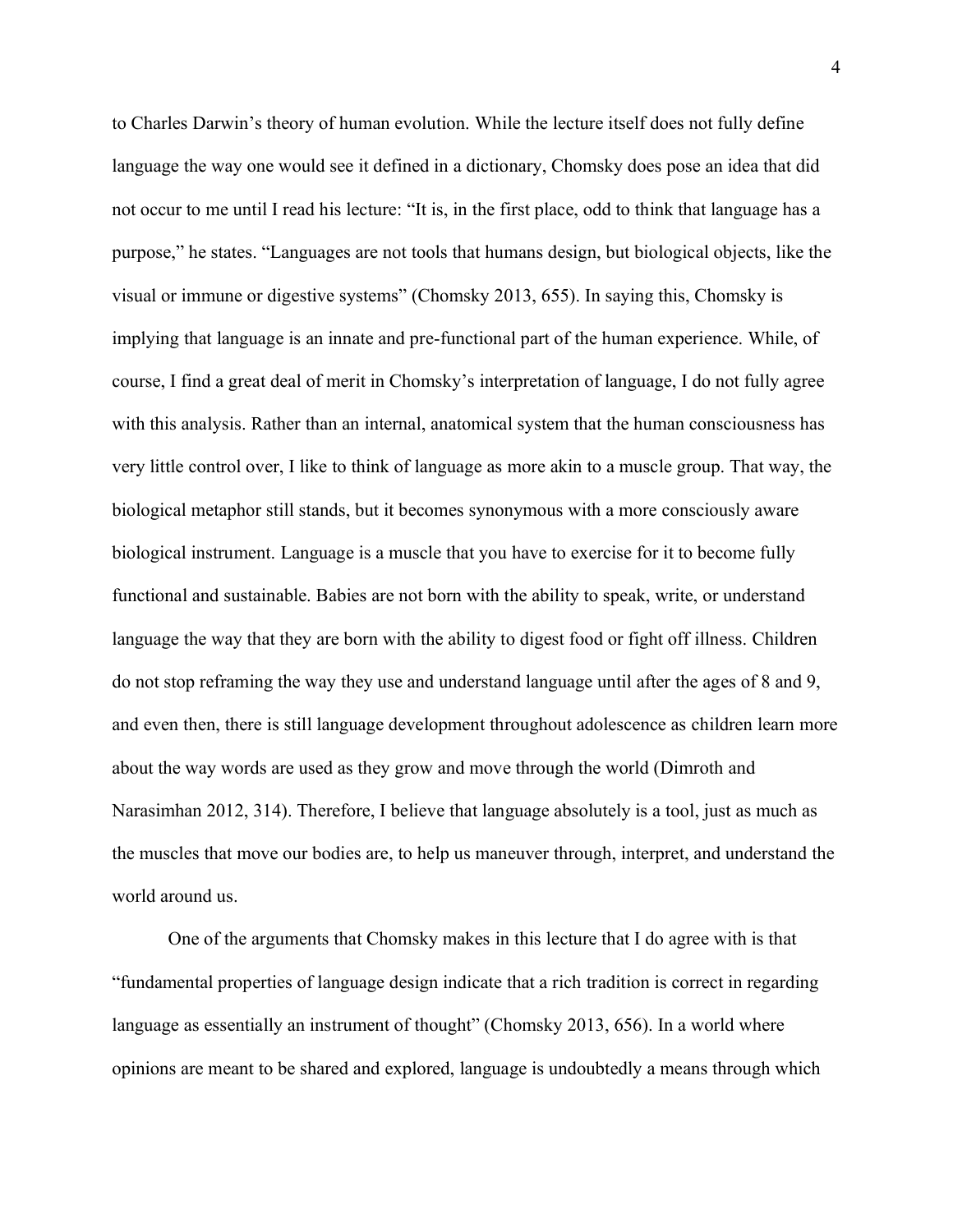to Charles Darwin's theory of human evolution. While the lecture itself does not fully define language the way one would see it defined in a dictionary, Chomsky does pose an idea that did not occur to me until I read his lecture: "It is, in the first place, odd to think that language has a purpose," he states. "Languages are not tools that humans design, but biological objects, like the visual or immune or digestive systems" (Chomsky 2013, 655). In saying this, Chomsky is implying that language is an innate and pre-functional part of the human experience. While, of course, I find a great deal of merit in Chomsky's interpretation of language, I do not fully agree with this analysis. Rather than an internal, anatomical system that the human consciousness has very little control over, I like to think of language as more akin to a muscle group. That way, the biological metaphor still stands, but it becomes synonymous with a more consciously aware biological instrument. Language is a muscle that you have to exercise for it to become fully functional and sustainable. Babies are not born with the ability to speak, write, or understand language the way that they are born with the ability to digest food or fight off illness. Children do not stop reframing the way they use and understand language until after the ages of 8 and 9, and even then, there is still language development throughout adolescence as children learn more about the way words are used as they grow and move through the world (Dimroth and Narasimhan 2012, 314). Therefore, I believe that language absolutely is a tool, just as much as the muscles that move our bodies are, to help us maneuver through, interpret, and understand the world around us.

One of the arguments that Chomsky makes in this lecture that I do agree with is that "fundamental properties of language design indicate that a rich tradition is correct in regarding language as essentially an instrument of thought" (Chomsky 2013, 656). In a world where opinions are meant to be shared and explored, language is undoubtedly a means through which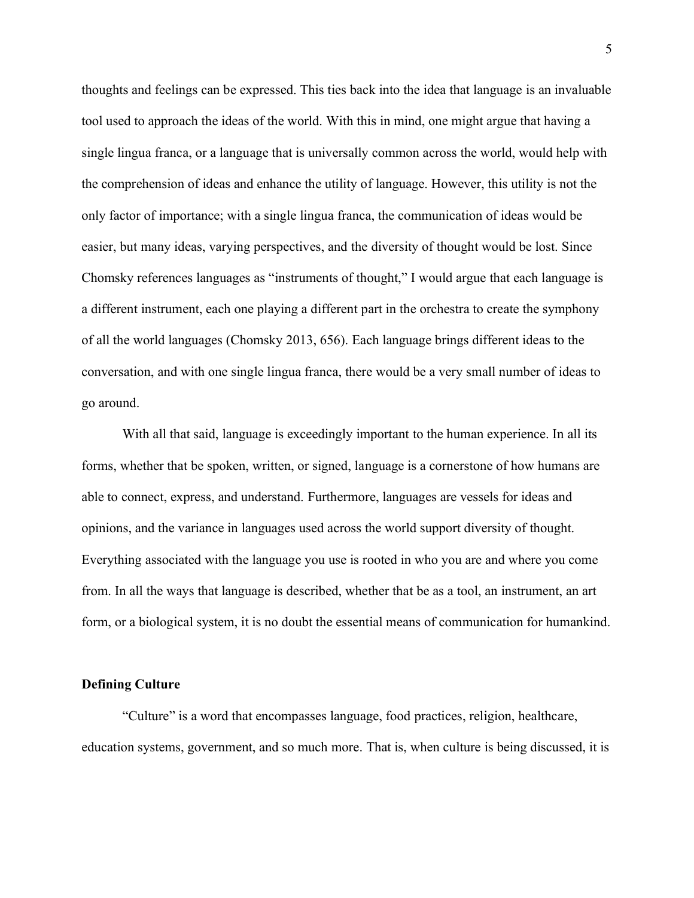thoughts and feelings can be expressed. This ties back into the idea that language is an invaluable tool used to approach the ideas of the world. With this in mind, one might argue that having a single lingua franca, or a language that is universally common across the world, would help with the comprehension of ideas and enhance the utility of language. However, this utility is not the only factor of importance; with a single lingua franca, the communication of ideas would be easier, but many ideas, varying perspectives, and the diversity of thought would be lost. Since Chomsky references languages as "instruments of thought," I would argue that each language is a different instrument, each one playing a different part in the orchestra to create the symphony of all the world languages (Chomsky 2013, 656). Each language brings different ideas to the conversation, and with one single lingua franca, there would be a very small number of ideas to go around.

With all that said, language is exceedingly important to the human experience. In all its forms, whether that be spoken, written, or signed, language is a cornerstone of how humans are able to connect, express, and understand. Furthermore, languages are vessels for ideas and opinions, and the variance in languages used across the world support diversity of thought. Everything associated with the language you use is rooted in who you are and where you come from. In all the ways that language is described, whether that be as a tool, an instrument, an art form, or a biological system, it is no doubt the essential means of communication for humankind.

**Defining Culture**

"Culture" is a word that encompasses language, food practices, religion, healthcare, education systems, government, and so much more. That is, when culture is being discussed, it is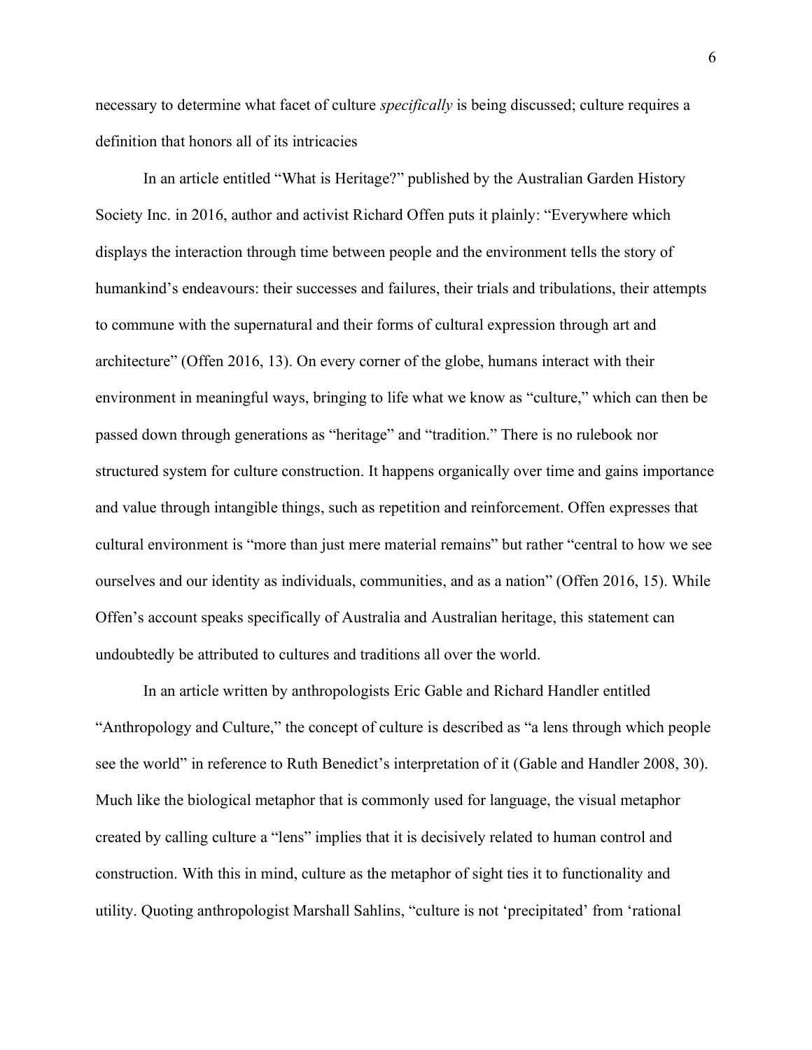necessary to determine what facet of culture *specifically* is being discussed; culture requires a definition that honors all of its intricacies

In an article entitled "What is Heritage?" published by the Australian Garden History Society Inc. in 2016, author and activist Richard Offen puts it plainly: "Everywhere which displays the interaction through time between people and the environment tells the story of humankind's endeavours: their successes and failures, their trials and tribulations, their attempts to commune with the supernatural and their forms of cultural expression through art and architecture" (Offen 2016, 13). On every corner of the globe, humans interact with their environment in meaningful ways, bringing to life what we know as "culture," which can then be passed down through generations as "heritage" and "tradition." There is no rulebook nor structured system for culture construction. It happens organically over time and gains importance and value through intangible things, such as repetition and reinforcement. Offen expresses that cultural environment is "more than just mere material remains" but rather "central to how we see ourselves and our identity as individuals, communities, and as a nation" (Offen 2016, 15). While Offen's account speaks specifically of Australia and Australian heritage, this statement can undoubtedly be attributed to cultures and traditions all over the world.

In an article written by anthropologists Eric Gable and Richard Handler entitled "Anthropology and Culture," the concept of culture is described as "a lens through which people see the world" in reference to Ruth Benedict's interpretation of it (Gable and Handler 2008, 30). Much like the biological metaphor that is commonly used for language, the visual metaphor created by calling culture a "lens" implies that it is decisively related to human control and construction. With this in mind, culture as the metaphor of sight ties it to functionality and utility. Quoting anthropologist Marshall Sahlins, "culture is not 'precipitated' from 'rational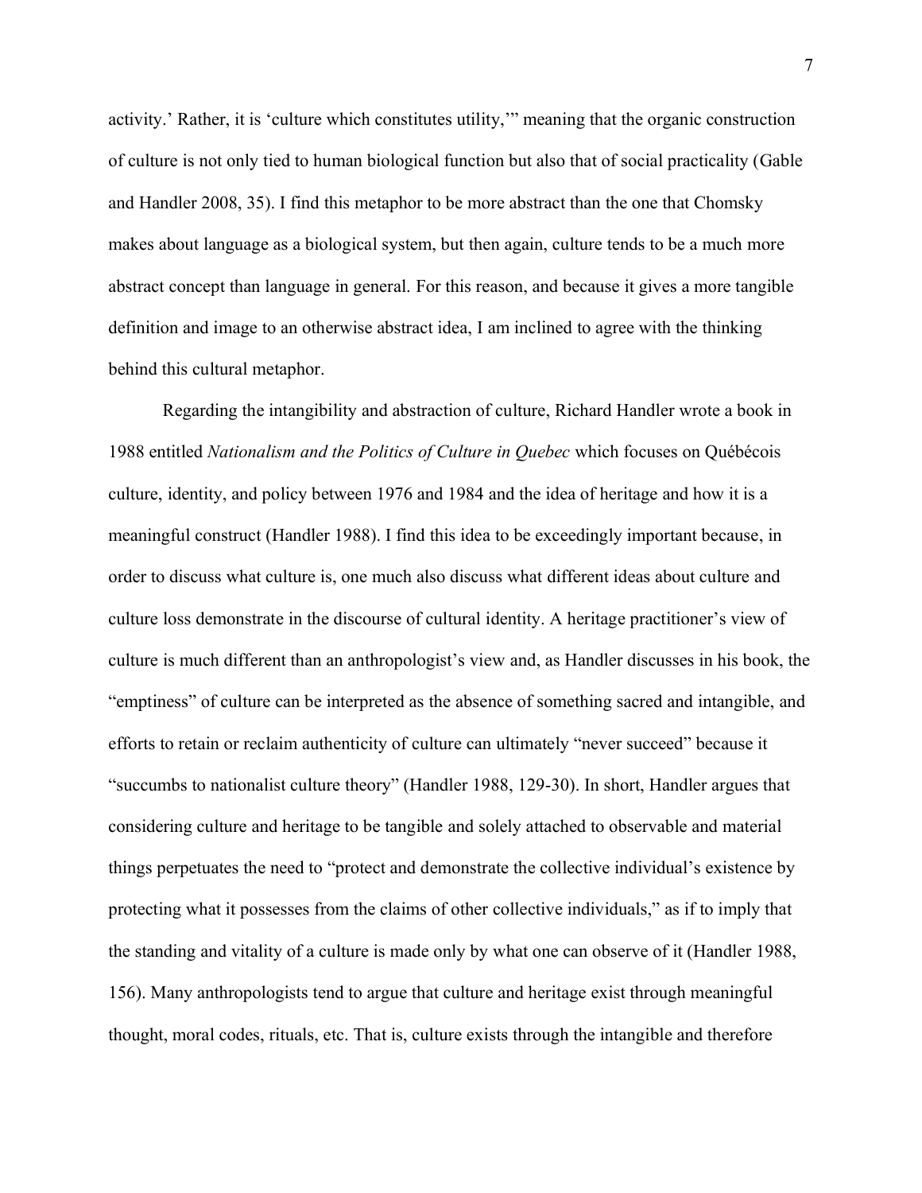activity.' Rather, it is 'culture which constitutes utility,'" meaning that the organic construction of culture is not only tied to human biological function but also that of social practicality (Gable and Handler 2008, 35). I find this metaphor to be more abstract than the one that Chomsky makes about language as a biological system, but then again, culture tends to be a much more abstract concept than language in general. For this reason, and because it gives a more tangible definition and image to an otherwise abstract idea, I am inclined to agree with the thinking behind this cultural metaphor.

Regarding the intangibility and abstraction of culture, Richard Handler wrote a book in 1988 entitled *Nationalism and the Politics of Culture in Quebec* which focuses on Québécois culture, identity, and policy between 1976 and 1984 and the idea of heritage and how it is a meaningful construct (Handler 1988). I find this idea to be exceedingly important because, in order to discuss what culture is, one much also discuss what different ideas about culture and culture loss demonstrate in the discourse of cultural identity. A heritage practitioner's view of culture is much different than an anthropologist's view and, as Handler discusses in his book, the "emptiness" of culture can be interpreted as the absence of something sacred and intangible, and efforts to retain or reclaim authenticity of culture can ultimately "never succeed" because it "succumbs to nationalist culture theory" (Handler 1988, 129-30). In short, Handler argues that considering culture and heritage to be tangible and solely attached to observable and material things perpetuates the need to "protect and demonstrate the collective individual's existence by protecting what it possesses from the claims of other collective individuals," as if to imply that the standing and vitality of a culture is made only by what one can observe of it (Handler 1988, 156). Many anthropologists tend to argue that culture and heritage exist through meaningful thought, moral codes, rituals, etc. That is, culture exists through the intangible and therefore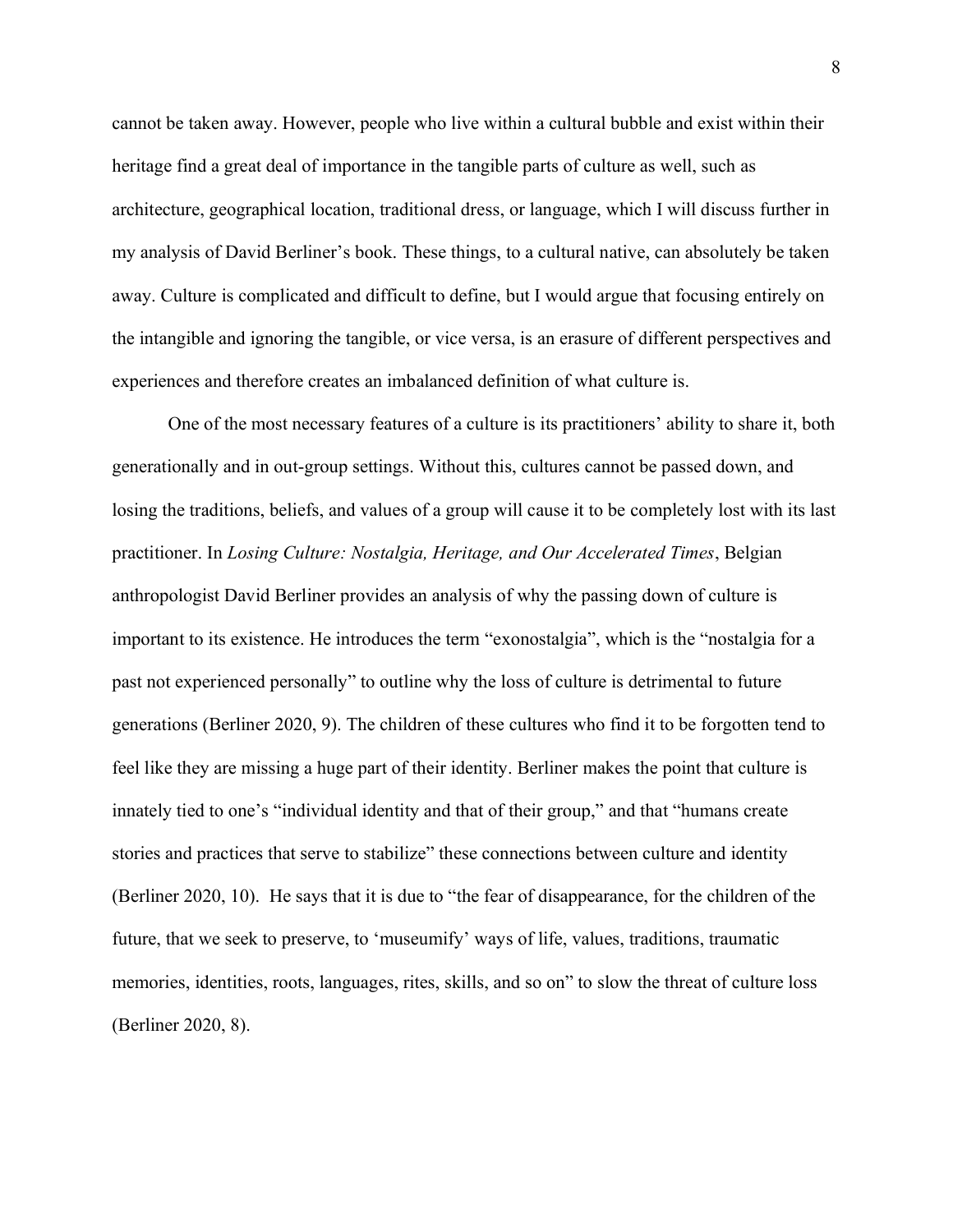cannot be taken away. However, people who live within a cultural bubble and exist within their heritage find a great deal of importance in the tangible parts of culture as well, such as architecture, geographical location, traditional dress, or language, which I will discuss further in my analysis of David Berliner's book. These things, to a cultural native, can absolutely be taken away. Culture is complicated and difficult to define, but I would argue that focusing entirely on the intangible and ignoring the tangible, or vice versa, is an erasure of different perspectives and experiences and therefore creates an imbalanced definition of what culture is.

One of the most necessary features of a culture is its practitioners' ability to share it, both generationally and in out-group settings. Without this, cultures cannot be passed down, and losing the traditions, beliefs, and values of a group will cause it to be completely lost with its last practitioner. In *Losing Culture: Nostalgia, Heritage, and Our Accelerated Times*, Belgian anthropologist David Berliner provides an analysis of why the passing down of culture is important to its existence. He introduces the term "exonostalgia", which is the "nostalgia for a past not experienced personally" to outline why the loss of culture is detrimental to future generations (Berliner 2020, 9). The children of these cultures who find it to be forgotten tend to feel like they are missing a huge part of their identity. Berliner makes the point that culture is innately tied to one's "individual identity and that of their group," and that "humans create stories and practices that serve to stabilize" these connections between culture and identity (Berliner 2020, 10). He says that it is due to "the fear of disappearance, for the children of the future, that we seek to preserve, to 'museumify' ways of life, values, traditions, traumatic memories, identities, roots, languages, rites, skills, and so on" to slow the threat of culture loss (Berliner 2020, 8).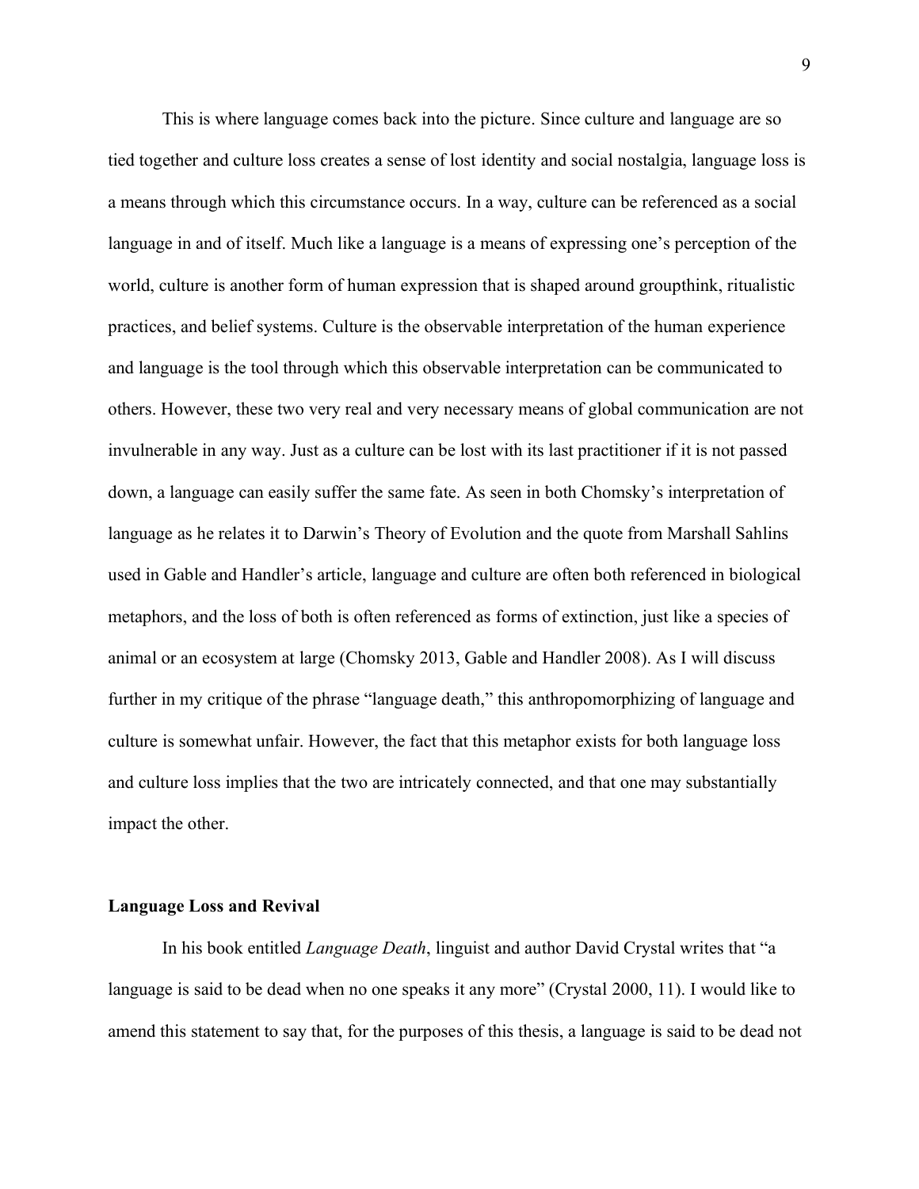This is where language comes back into the picture. Since culture and language are so tied together and culture loss creates a sense of lost identity and social nostalgia, language loss is a means through which this circumstance occurs. In a way, culture can be referenced as a social language in and of itself. Much like a language is a means of expressing one's perception of the world, culture is another form of human expression that is shaped around groupthink, ritualistic practices, and belief systems. Culture is the observable interpretation of the human experience and language is the tool through which this observable interpretation can be communicated to others. However, these two very real and very necessary means of global communication are not invulnerable in any way. Just as a culture can be lost with its last practitioner if it is not passed down, a language can easily suffer the same fate. As seen in both Chomsky's interpretation of language as he relates it to Darwin's Theory of Evolution and the quote from Marshall Sahlins used in Gable and Handler's article, language and culture are often both referenced in biological metaphors, and the loss of both is often referenced as forms of extinction, just like a species of animal or an ecosystem at large (Chomsky 2013, Gable and Handler 2008). As I will discuss further in my critique of the phrase "language death," this anthropomorphizing of language and culture is somewhat unfair. However, the fact that this metaphor exists for both language loss and culture loss implies that the two are intricately connected, and that one may substantially impact the other.

**Language Loss and Revival**

In his book entitled *Language Death*, linguist and author David Crystal writes that "a language is said to be dead when no one speaks it any more" (Crystal 2000, 11). I would like to amend this statement to say that, for the purposes of this thesis, a language is said to be dead not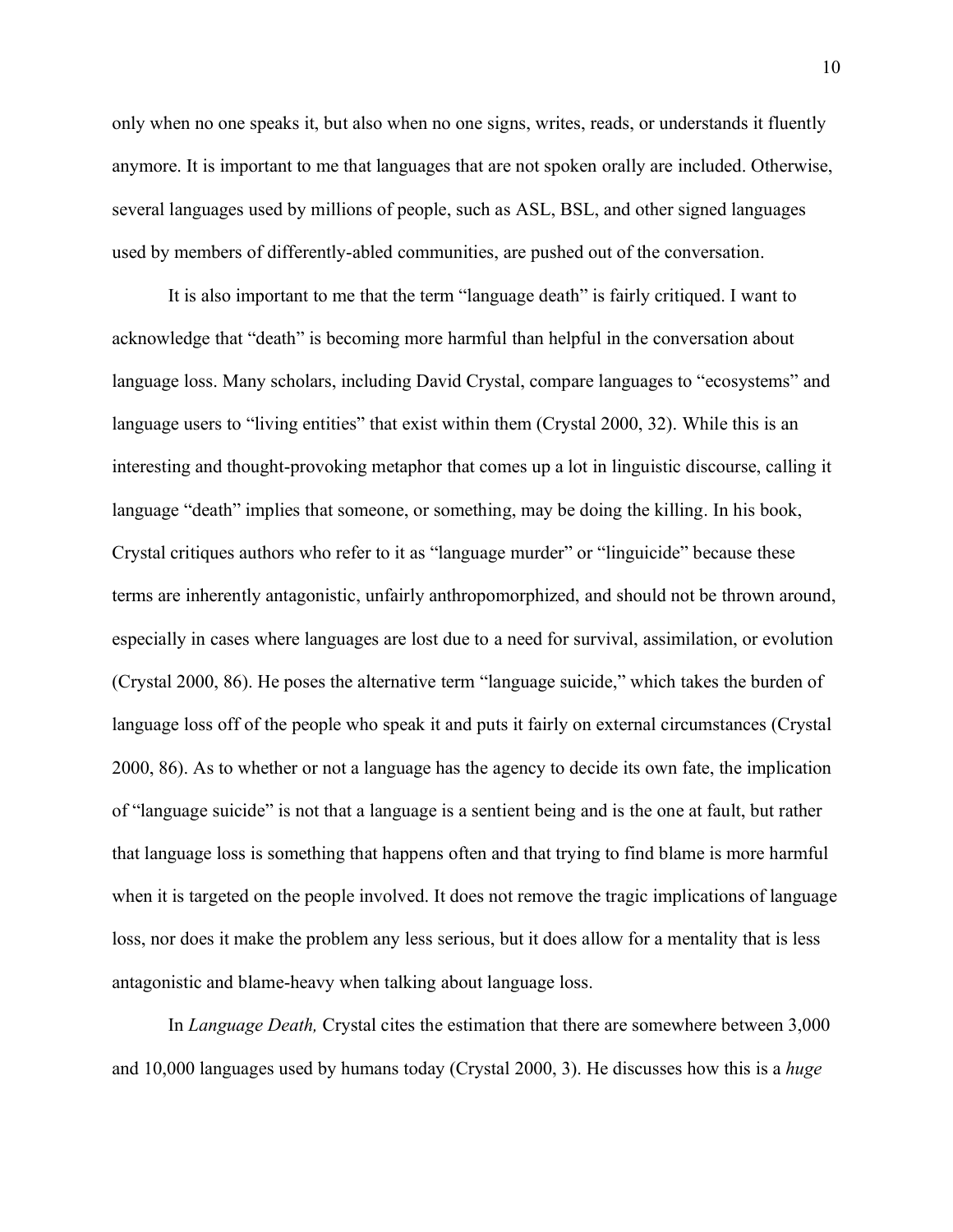only when no one speaks it, but also when no one signs, writes, reads, or understands it fluently anymore. It is important to me that languages that are not spoken orally are included. Otherwise, several languages used by millions of people, such as ASL, BSL, and other signed languages used by members of differently-abled communities, are pushed out of the conversation.

It is also important to me that the term "language death" is fairly critiqued. I want to acknowledge that "death" is becoming more harmful than helpful in the conversation about language loss. Many scholars, including David Crystal, compare languages to "ecosystems" and language users to "living entities" that exist within them (Crystal 2000, 32). While this is an interesting and thought-provoking metaphor that comes up a lot in linguistic discourse, calling it language "death" implies that someone, or something, may be doing the killing. In his book, Crystal critiques authors who refer to it as "language murder" or "linguicide" because these terms are inherently antagonistic, unfairly anthropomorphized, and should not be thrown around, especially in cases where languages are lost due to a need for survival, assimilation, or evolution (Crystal 2000, 86). He poses the alternative term "language suicide," which takes the burden of language loss off of the people who speak it and puts it fairly on external circumstances (Crystal 2000, 86). As to whether or not a language has the agency to decide its own fate, the implication of "language suicide" is not that a language is a sentient being and is the one at fault, but rather that language loss is something that happens often and that trying to find blame is more harmful when it is targeted on the people involved. It does not remove the tragic implications of language loss, nor does it make the problem any less serious, but it does allow for a mentality that is less antagonistic and blame-heavy when talking about language loss.

In *Language Death,* Crystal cites the estimation that there are somewhere between 3,000 and 10,000 languages used by humans today (Crystal 2000, 3). He discusses how this is a *huge*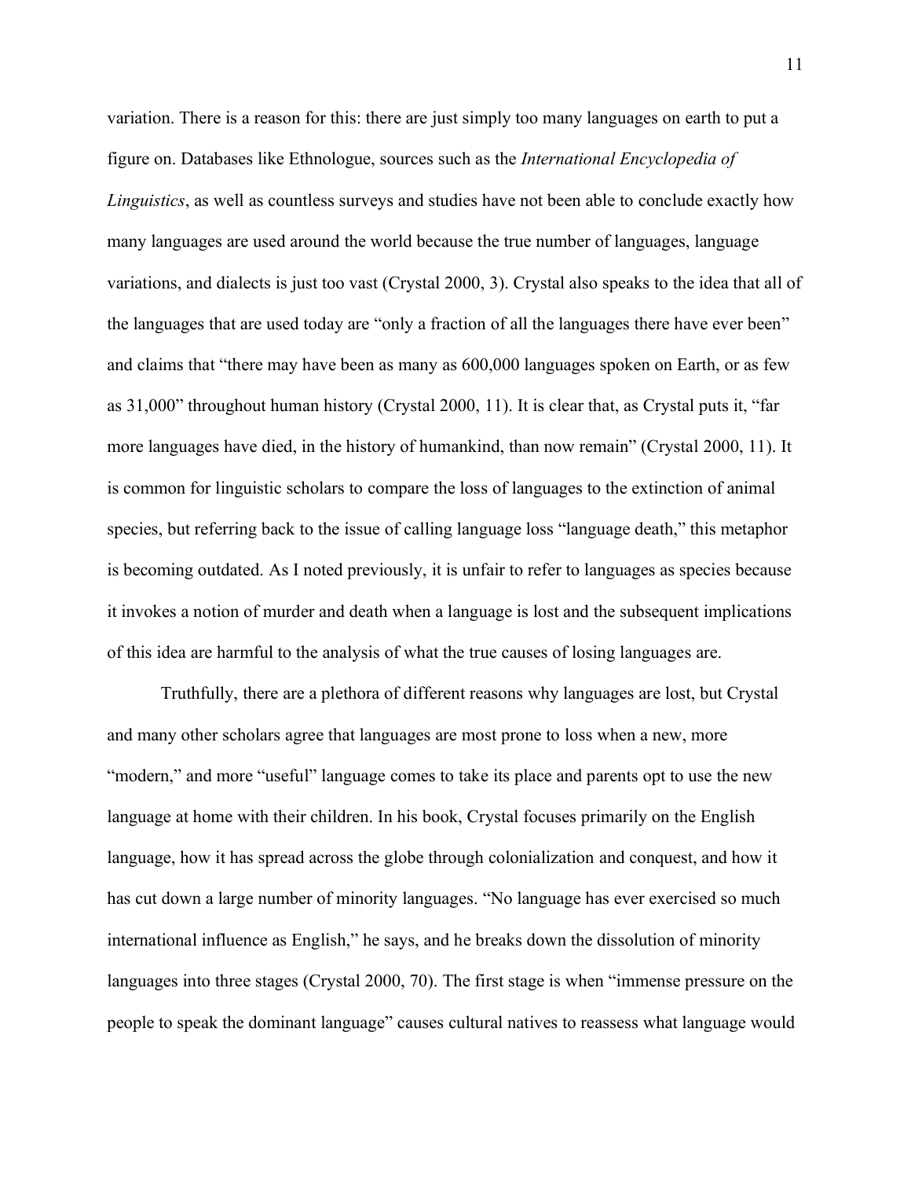variation. There is a reason for this: there are just simply too many languages on earth to put a figure on. Databases like Ethnologue, sources such as the *International Encyclopedia of Linguistics*, as well as countless surveys and studies have not been able to conclude exactly how many languages are used around the world because the true number of languages, language variations, and dialects is just too vast (Crystal 2000, 3). Crystal also speaks to the idea that all of the languages that are used today are "only a fraction of all the languages there have ever been" and claims that "there may have been as many as 600,000 languages spoken on Earth, or as few as 31,000" throughout human history (Crystal 2000, 11). It is clear that, as Crystal puts it, "far more languages have died, in the history of humankind, than now remain" (Crystal 2000, 11). It is common for linguistic scholars to compare the loss of languages to the extinction of animal species, but referring back to the issue of calling language loss "language death," this metaphor is becoming outdated. As I noted previously, it is unfair to refer to languages as species because it invokes a notion of murder and death when a language is lost and the subsequent implications of this idea are harmful to the analysis of what the true causes of losing languages are.

Truthfully, there are a plethora of different reasons why languages are lost, but Crystal and many other scholars agree that languages are most prone to loss when a new, more "modern," and more "useful" language comes to take its place and parents opt to use the new language at home with their children. In his book, Crystal focuses primarily on the English language, how it has spread across the globe through colonialization and conquest, and how it has cut down a large number of minority languages. "No language has ever exercised so much international influence as English," he says, and he breaks down the dissolution of minority languages into three stages (Crystal 2000, 70). The first stage is when "immense pressure on the people to speak the dominant language" causes cultural natives to reassess what language would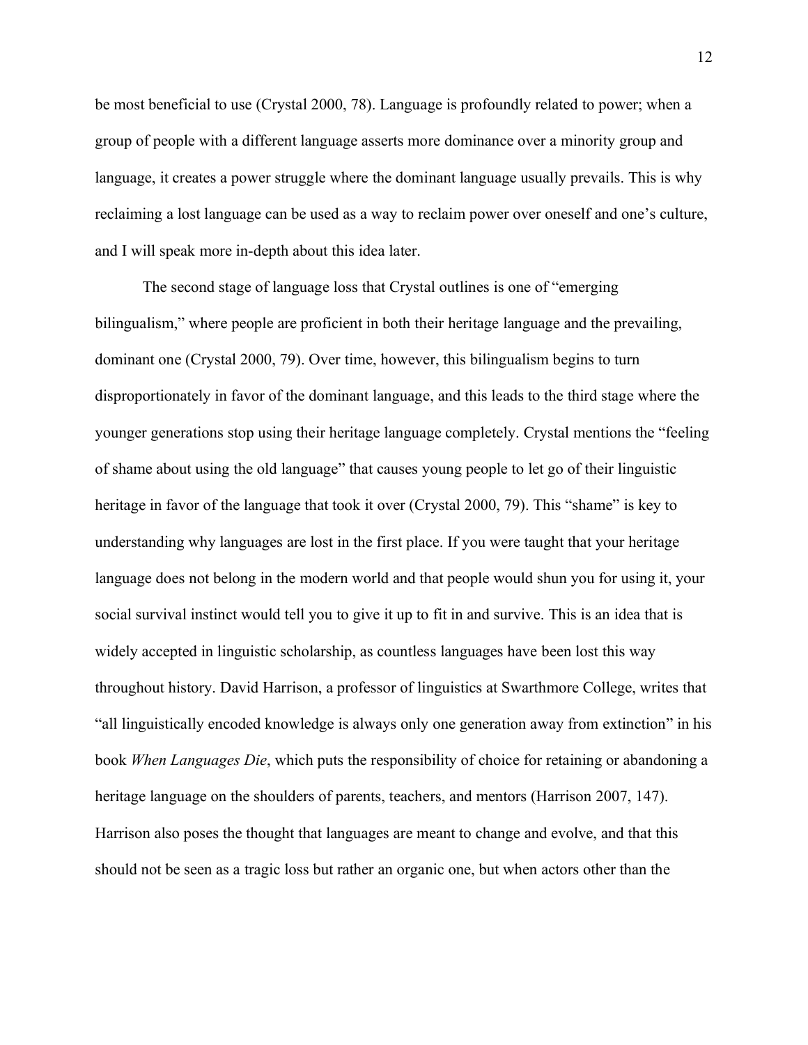be most beneficial to use (Crystal 2000, 78). Language is profoundly related to power; when a group of people with a different language asserts more dominance over a minority group and language, it creates a power struggle where the dominant language usually prevails. This is why reclaiming a lost language can be used as a way to reclaim power over oneself and one's culture, and I will speak more in-depth about this idea later.

The second stage of language loss that Crystal outlines is one of "emerging bilingualism," where people are proficient in both their heritage language and the prevailing, dominant one (Crystal 2000, 79). Over time, however, this bilingualism begins to turn disproportionately in favor of the dominant language, and this leads to the third stage where the younger generations stop using their heritage language completely. Crystal mentions the "feeling of shame about using the old language" that causes young people to let go of their linguistic heritage in favor of the language that took it over (Crystal 2000, 79). This "shame" is key to understanding why languages are lost in the first place. If you were taught that your heritage language does not belong in the modern world and that people would shun you for using it, your social survival instinct would tell you to give it up to fit in and survive. This is an idea that is widely accepted in linguistic scholarship, as countless languages have been lost this way throughout history. David Harrison, a professor of linguistics at Swarthmore College, writes that "all linguistically encoded knowledge is always only one generation away from extinction" in his book *When Languages Die*, which puts the responsibility of choice for retaining or abandoning a heritage language on the shoulders of parents, teachers, and mentors (Harrison 2007, 147). Harrison also poses the thought that languages are meant to change and evolve, and that this should not be seen as a tragic loss but rather an organic one, but when actors other than the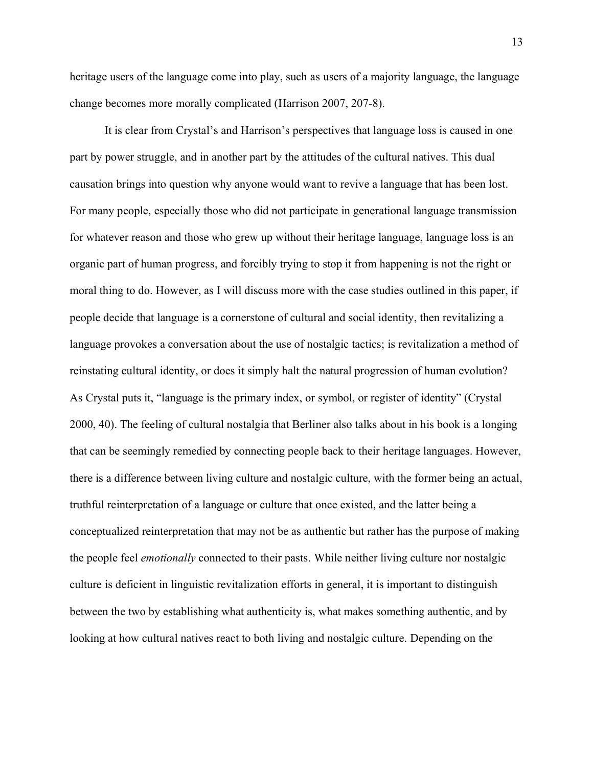heritage users of the language come into play, such as users of a majority language, the language change becomes more morally complicated (Harrison 2007, 207-8).

It is clear from Crystal's and Harrison's perspectives that language loss is caused in one part by power struggle, and in another part by the attitudes of the cultural natives. This dual causation brings into question why anyone would want to revive a language that has been lost. For many people, especially those who did not participate in generational language transmission for whatever reason and those who grew up without their heritage language, language loss is an organic part of human progress, and forcibly trying to stop it from happening is not the right or moral thing to do. However, as I will discuss more with the case studies outlined in this paper, if people decide that language is a cornerstone of cultural and social identity, then revitalizing a language provokes a conversation about the use of nostalgic tactics; is revitalization a method of reinstating cultural identity, or does it simply halt the natural progression of human evolution? As Crystal puts it, "language is the primary index, or symbol, or register of identity" (Crystal 2000, 40). The feeling of cultural nostalgia that Berliner also talks about in his book is a longing that can be seemingly remedied by connecting people back to their heritage languages. However, there is a difference between living culture and nostalgic culture, with the former being an actual, truthful reinterpretation of a language or culture that once existed, and the latter being a conceptualized reinterpretation that may not be as authentic but rather has the purpose of making the people feel *emotionally* connected to their pasts. While neither living culture nor nostalgic culture is deficient in linguistic revitalization efforts in general, it is important to distinguish between the two by establishing what authenticity is, what makes something authentic, and by looking at how cultural natives react to both living and nostalgic culture. Depending on the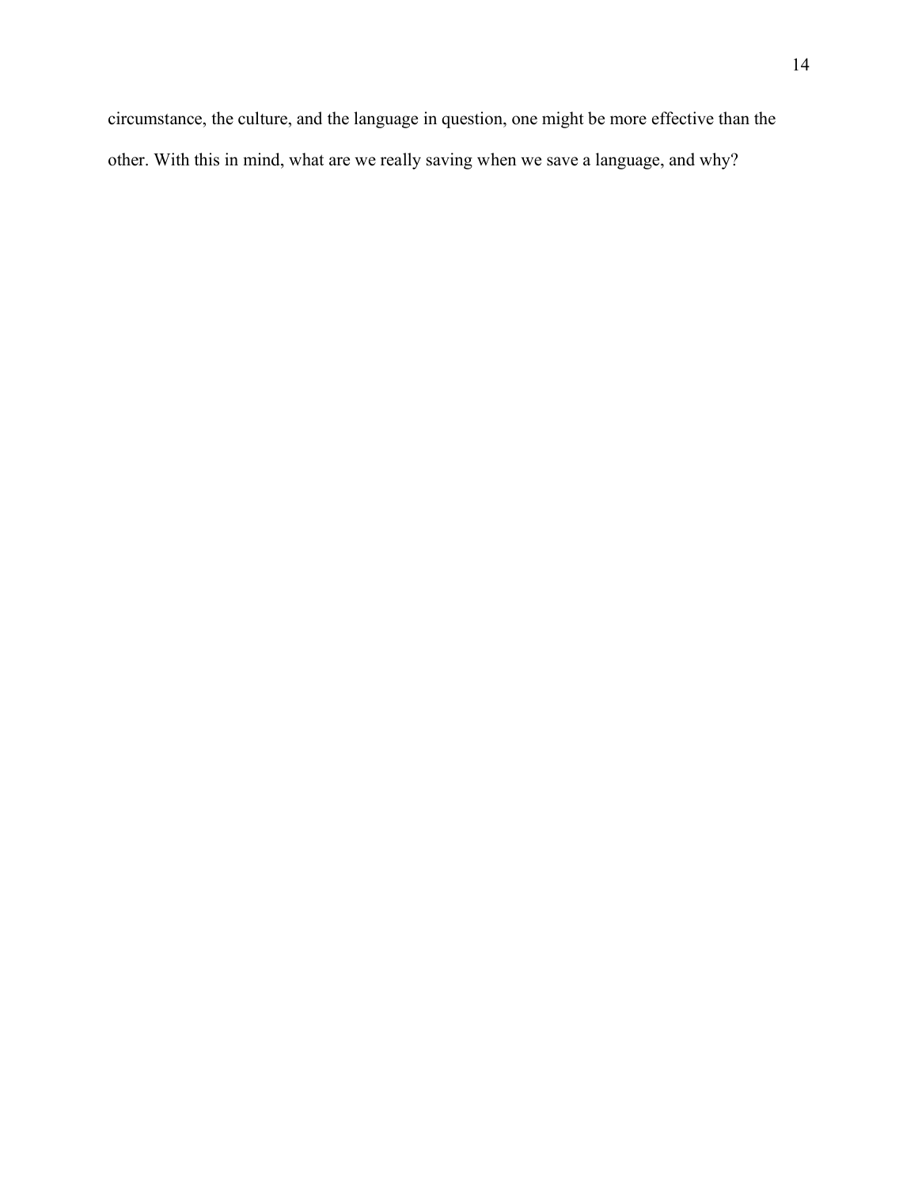circumstance, the culture, and the language in question, one might be more effective than the other. With this in mind, what are we really saving when we save a language, and why?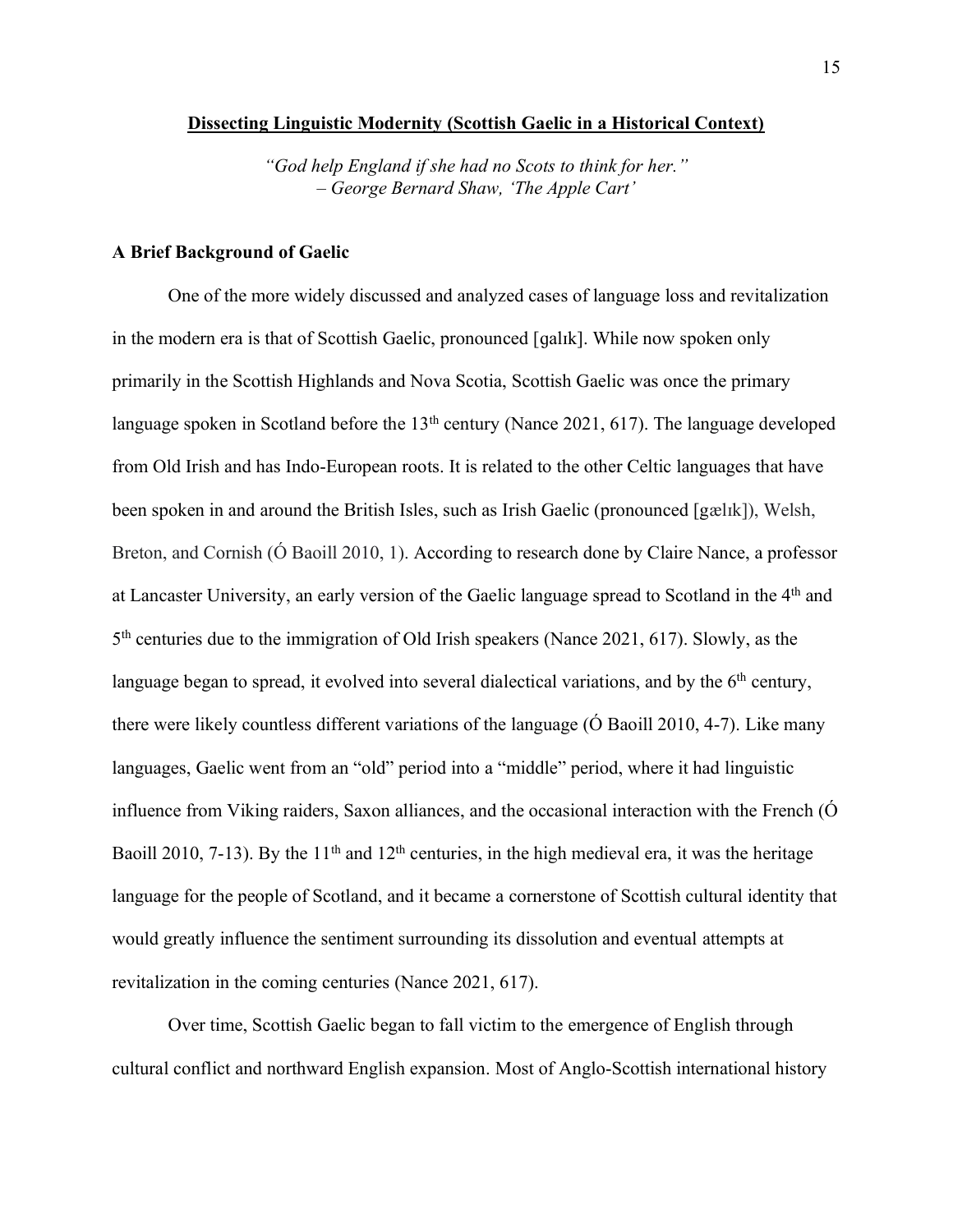## Dissecting Linguistic Modernity (Scottish Gaelic in a Historical Context)

*"God help England if she had no Scots to think for her."*
*– George Bernard Shaw, 'The Apple Cart'*

### A Brief Background of Gaelic

One of the more widely discussed and analyzed cases of language loss and revitalization in the modern era is that of Scottish Gaelic, pronounced [galɪk]. While now spoken only primarily in the Scottish Highlands and Nova Scotia, Scottish Gaelic was once the primary language spoken in Scotland before the 13th century (Nance 2021, 617). The language developed from Old Irish and has Indo-European roots. It is related to the other Celtic languages that have been spoken in and around the British Isles, such as Irish Gaelic (pronounced [gælɪk]), Welsh, Breton, and Cornish (Ó Baoill 2010, 1). According to research done by Claire Nance, a professor at Lancaster University, an early version of the Gaelic language spread to Scotland in the 4th and 5th centuries due to the immigration of Old Irish speakers (Nance 2021, 617). Slowly, as the language began to spread, it evolved into several dialectical variations, and by the 6th century, there were likely countless different variations of the language (Ó Baoill 2010, 4-7). Like many languages, Gaelic went from an "old" period into a "middle" period, where it had linguistic influence from Viking raiders, Saxon alliances, and the occasional interaction with the French (Ó Baoill 2010, 7-13). By the 11th and 12th centuries, in the high medieval era, it was the heritage language for the people of Scotland, and it became a cornerstone of Scottish cultural identity that would greatly influence the sentiment surrounding its dissolution and eventual attempts at revitalization in the coming centuries (Nance 2021, 617).

Over time, Scottish Gaelic began to fall victim to the emergence of English through cultural conflict and northward English expansion. Most of Anglo-Scottish international history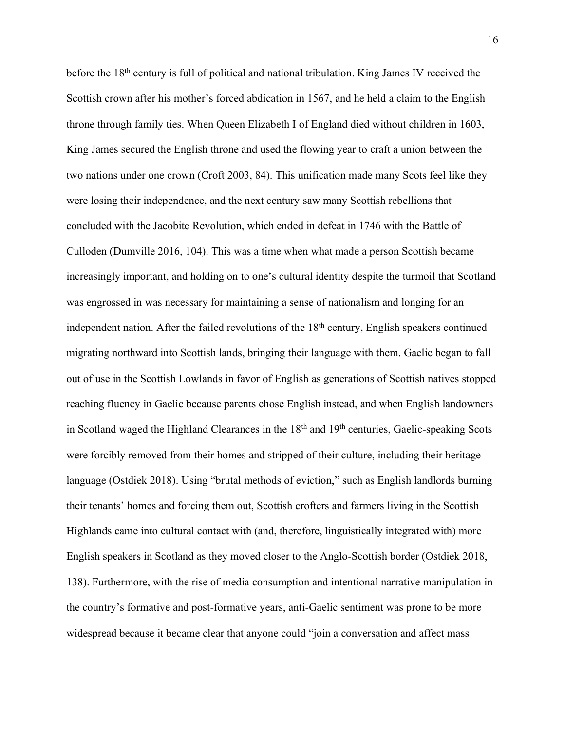before the 18th century is full of political and national tribulation. King James IV received the Scottish crown after his mother's forced abdication in 1567, and he held a claim to the English throne through family ties. When Queen Elizabeth I of England died without children in 1603, King James secured the English throne and used the flowing year to craft a union between the two nations under one crown (Croft 2003, 84). This unification made many Scots feel like they were losing their independence, and the next century saw many Scottish rebellions that concluded with the Jacobite Revolution, which ended in defeat in 1746 with the Battle of Culloden (Dumville 2016, 104). This was a time when what made a person Scottish became increasingly important, and holding on to one's cultural identity despite the turmoil that Scotland was engrossed in was necessary for maintaining a sense of nationalism and longing for an independent nation. After the failed revolutions of the 18th century, English speakers continued migrating northward into Scottish lands, bringing their language with them. Gaelic began to fall out of use in the Scottish Lowlands in favor of English as generations of Scottish natives stopped reaching fluency in Gaelic because parents chose English instead, and when English landowners in Scotland waged the Highland Clearances in the 18th and 19th centuries, Gaelic-speaking Scots were forcibly removed from their homes and stripped of their culture, including their heritage language (Ostdiek 2018). Using "brutal methods of eviction," such as English landlords burning their tenants' homes and forcing them out, Scottish crofters and farmers living in the Scottish Highlands came into cultural contact with (and, therefore, linguistically integrated with) more English speakers in Scotland as they moved closer to the Anglo-Scottish border (Ostdiek 2018, 138). Furthermore, with the rise of media consumption and intentional narrative manipulation in the country's formative and post-formative years, anti-Gaelic sentiment was prone to be more widespread because it became clear that anyone could "join a conversation and affect mass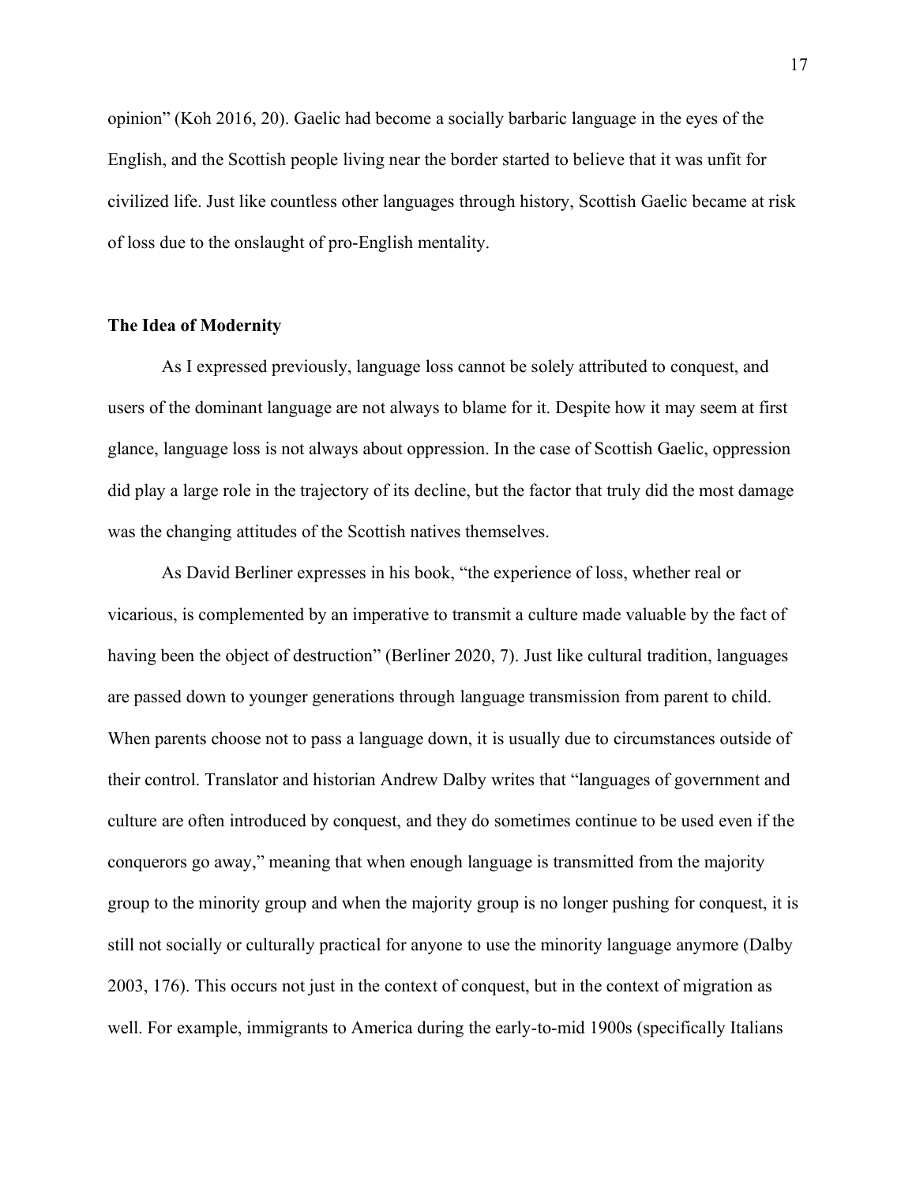opinion" (Koh 2016, 20). Gaelic had become a socially barbaric language in the eyes of the English, and the Scottish people living near the border started to believe that it was unfit for civilized life. Just like countless other languages through history, Scottish Gaelic became at risk of loss due to the onslaught of pro-English mentality.

**The Idea of Modernity**

As I expressed previously, language loss cannot be solely attributed to conquest, and users of the dominant language are not always to blame for it. Despite how it may seem at first glance, language loss is not always about oppression. In the case of Scottish Gaelic, oppression did play a large role in the trajectory of its decline, but the factor that truly did the most damage was the changing attitudes of the Scottish natives themselves.

As David Berliner expresses in his book, "the experience of loss, whether real or vicarious, is complemented by an imperative to transmit a culture made valuable by the fact of having been the object of destruction" (Berliner 2020, 7). Just like cultural tradition, languages are passed down to younger generations through language transmission from parent to child. When parents choose not to pass a language down, it is usually due to circumstances outside of their control. Translator and historian Andrew Dalby writes that "languages of government and culture are often introduced by conquest, and they do sometimes continue to be used even if the conquerors go away," meaning that when enough language is transmitted from the majority group to the minority group and when the majority group is no longer pushing for conquest, it is still not socially or culturally practical for anyone to use the minority language anymore (Dalby 2003, 176). This occurs not just in the context of conquest, but in the context of migration as well. For example, immigrants to America during the early-to-mid 1900s (specifically Italians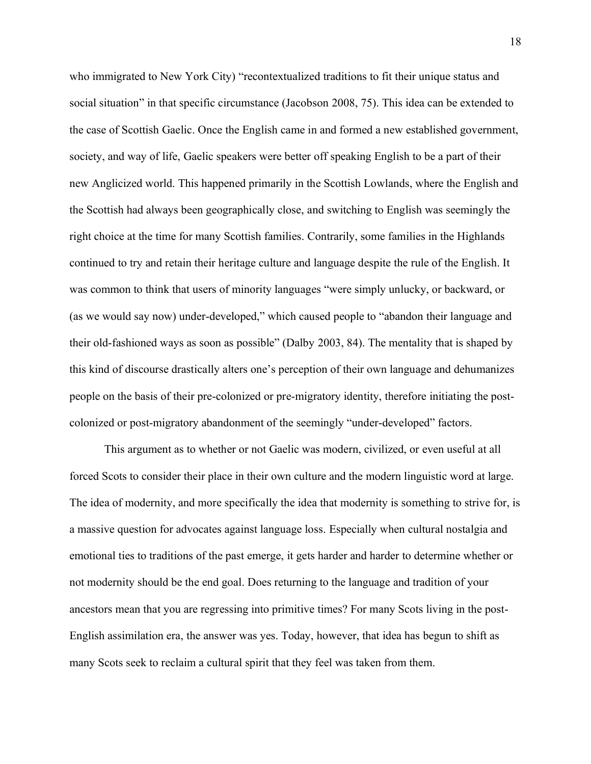who immigrated to New York City) "recontextualized traditions to fit their unique status and social situation" in that specific circumstance (Jacobson 2008, 75). This idea can be extended to the case of Scottish Gaelic. Once the English came in and formed a new established government, society, and way of life, Gaelic speakers were better off speaking English to be a part of their new Anglicized world. This happened primarily in the Scottish Lowlands, where the English and the Scottish had always been geographically close, and switching to English was seemingly the right choice at the time for many Scottish families. Contrarily, some families in the Highlands continued to try and retain their heritage culture and language despite the rule of the English. It was common to think that users of minority languages "were simply unlucky, or backward, or (as we would say now) under-developed," which caused people to "abandon their language and their old-fashioned ways as soon as possible" (Dalby 2003, 84). The mentality that is shaped by this kind of discourse drastically alters one's perception of their own language and dehumanizes people on the basis of their pre-colonized or pre-migratory identity, therefore initiating the post-colonized or post-migratory abandonment of the seemingly "under-developed" factors.

This argument as to whether or not Gaelic was modern, civilized, or even useful at all forced Scots to consider their place in their own culture and the modern linguistic word at large. The idea of modernity, and more specifically the idea that modernity is something to strive for, is a massive question for advocates against language loss. Especially when cultural nostalgia and emotional ties to traditions of the past emerge, it gets harder and harder to determine whether or not modernity should be the end goal. Does returning to the language and tradition of your ancestors mean that you are regressing into primitive times? For many Scots living in the post-English assimilation era, the answer was yes. Today, however, that idea has begun to shift as many Scots seek to reclaim a cultural spirit that they feel was taken from them.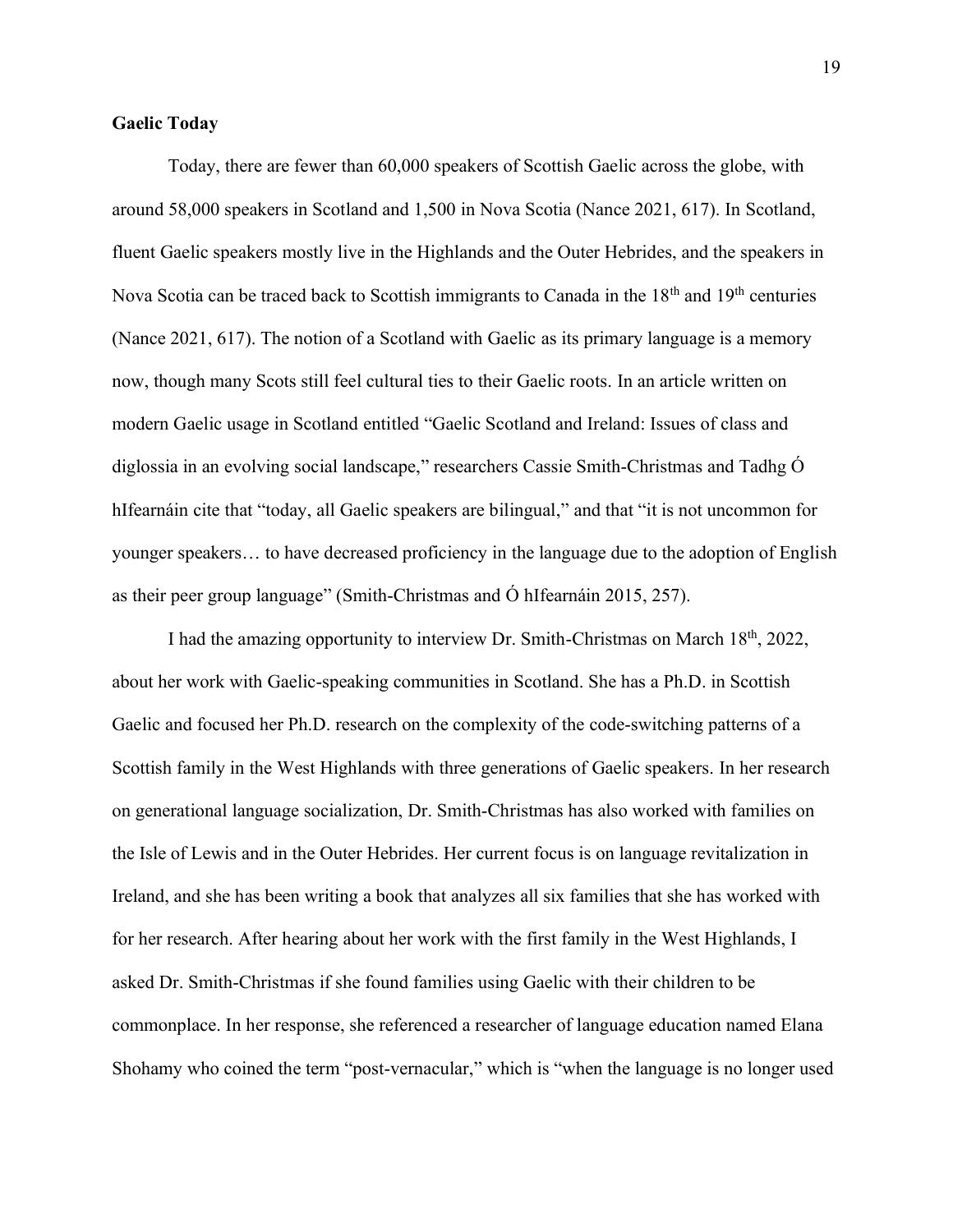**Gaelic Today**

Today, there are fewer than 60,000 speakers of Scottish Gaelic across the globe, with around 58,000 speakers in Scotland and 1,500 in Nova Scotia (Nance 2021, 617). In Scotland, fluent Gaelic speakers mostly live in the Highlands and the Outer Hebrides, and the speakers in Nova Scotia can be traced back to Scottish immigrants to Canada in the 18th and 19th centuries (Nance 2021, 617). The notion of a Scotland with Gaelic as its primary language is a memory now, though many Scots still feel cultural ties to their Gaelic roots. In an article written on modern Gaelic usage in Scotland entitled "Gaelic Scotland and Ireland: Issues of class and diglossia in an evolving social landscape," researchers Cassie Smith-Christmas and Tadhg Ó hIfearnáin cite that "today, all Gaelic speakers are bilingual," and that "it is not uncommon for younger speakers… to have decreased proficiency in the language due to the adoption of English as their peer group language" (Smith-Christmas and Ó hIfearnáin 2015, 257).

I had the amazing opportunity to interview Dr. Smith-Christmas on March 18th, 2022, about her work with Gaelic-speaking communities in Scotland. She has a Ph.D. in Scottish Gaelic and focused her Ph.D. research on the complexity of the code-switching patterns of a Scottish family in the West Highlands with three generations of Gaelic speakers. In her research on generational language socialization, Dr. Smith-Christmas has also worked with families on the Isle of Lewis and in the Outer Hebrides. Her current focus is on language revitalization in Ireland, and she has been writing a book that analyzes all six families that she has worked with for her research. After hearing about her work with the first family in the West Highlands, I asked Dr. Smith-Christmas if she found families using Gaelic with their children to be commonplace. In her response, she referenced a researcher of language education named Elana Shohamy who coined the term "post-vernacular," which is "when the language is no longer used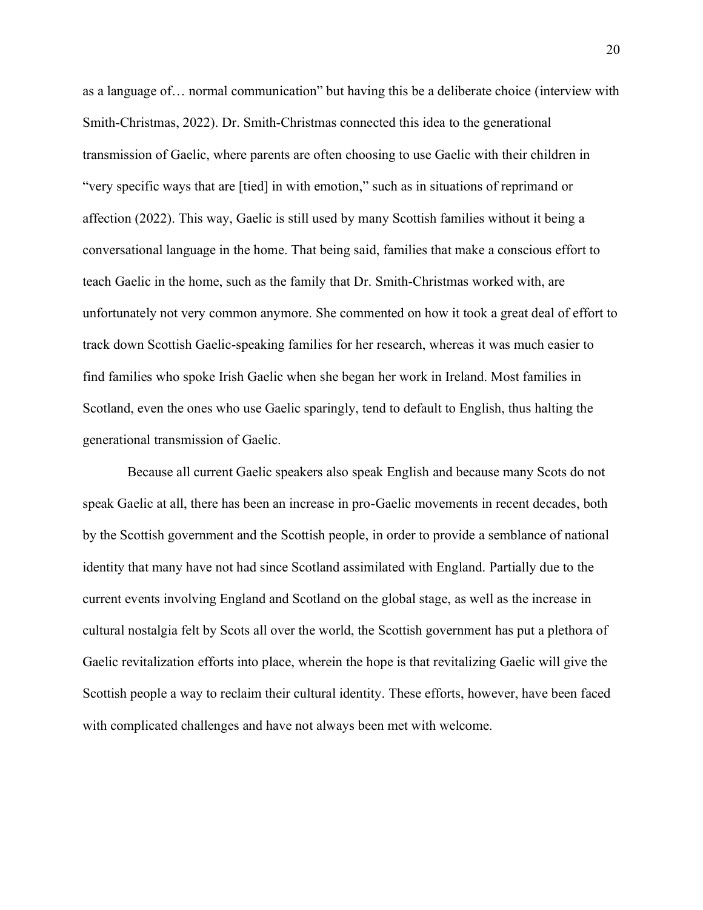as a language of… normal communication" but having this be a deliberate choice (interview with Smith-Christmas, 2022). Dr. Smith-Christmas connected this idea to the generational transmission of Gaelic, where parents are often choosing to use Gaelic with their children in "very specific ways that are [tied] in with emotion," such as in situations of reprimand or affection (2022). This way, Gaelic is still used by many Scottish families without it being a conversational language in the home. That being said, families that make a conscious effort to teach Gaelic in the home, such as the family that Dr. Smith-Christmas worked with, are unfortunately not very common anymore. She commented on how it took a great deal of effort to track down Scottish Gaelic-speaking families for her research, whereas it was much easier to find families who spoke Irish Gaelic when she began her work in Ireland. Most families in Scotland, even the ones who use Gaelic sparingly, tend to default to English, thus halting the generational transmission of Gaelic.

Because all current Gaelic speakers also speak English and because many Scots do not speak Gaelic at all, there has been an increase in pro-Gaelic movements in recent decades, both by the Scottish government and the Scottish people, in order to provide a semblance of national identity that many have not had since Scotland assimilated with England. Partially due to the current events involving England and Scotland on the global stage, as well as the increase in cultural nostalgia felt by Scots all over the world, the Scottish government has put a plethora of Gaelic revitalization efforts into place, wherein the hope is that revitalizing Gaelic will give the Scottish people a way to reclaim their cultural identity. These efforts, however, have been faced with complicated challenges and have not always been met with welcome.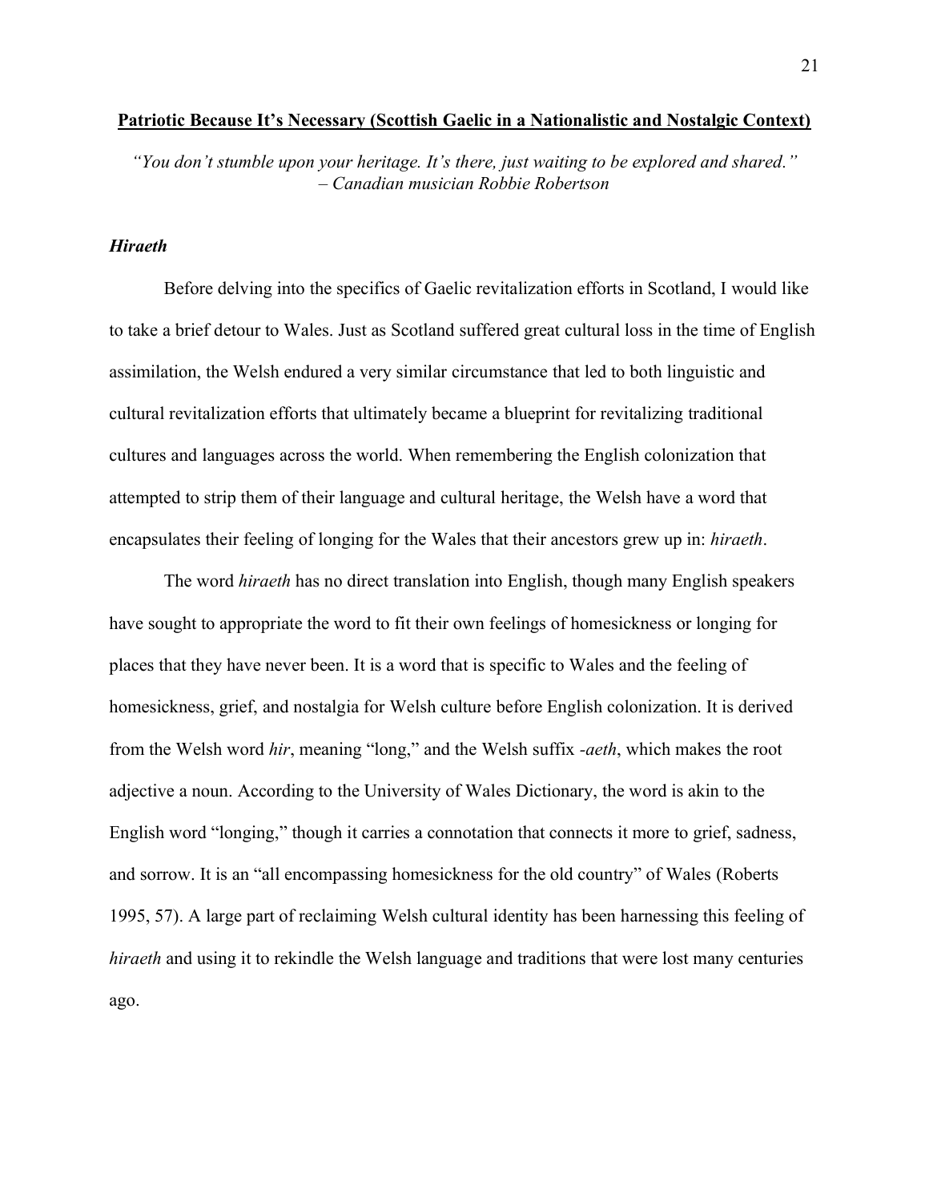## **Patriotic Because It's Necessary (Scottish Gaelic in a Nationalistic and Nostalgic Context)**

*"You don't stumble upon your heritage. It's there, just waiting to be explored and shared."*
*– Canadian musician Robbie Robertson*

### ***Hiraeth***

Before delving into the specifics of Gaelic revitalization efforts in Scotland, I would like to take a brief detour to Wales. Just as Scotland suffered great cultural loss in the time of English assimilation, the Welsh endured a very similar circumstance that led to both linguistic and cultural revitalization efforts that ultimately became a blueprint for revitalizing traditional cultures and languages across the world. When remembering the English colonization that attempted to strip them of their language and cultural heritage, the Welsh have a word that encapsulates their feeling of longing for the Wales that their ancestors grew up in: *hiraeth*.

The word *hiraeth* has no direct translation into English, though many English speakers have sought to appropriate the word to fit their own feelings of homesickness or longing for places that they have never been. It is a word that is specific to Wales and the feeling of homesickness, grief, and nostalgia for Welsh culture before English colonization. It is derived from the Welsh word *hir*, meaning "long," and the Welsh suffix *-aeth*, which makes the root adjective a noun. According to the University of Wales Dictionary, the word is akin to the English word "longing," though it carries a connotation that connects it more to grief, sadness, and sorrow. It is an "all encompassing homesickness for the old country" of Wales (Roberts 1995, 57). A large part of reclaiming Welsh cultural identity has been harnessing this feeling of *hiraeth* and using it to rekindle the Welsh language and traditions that were lost many centuries ago.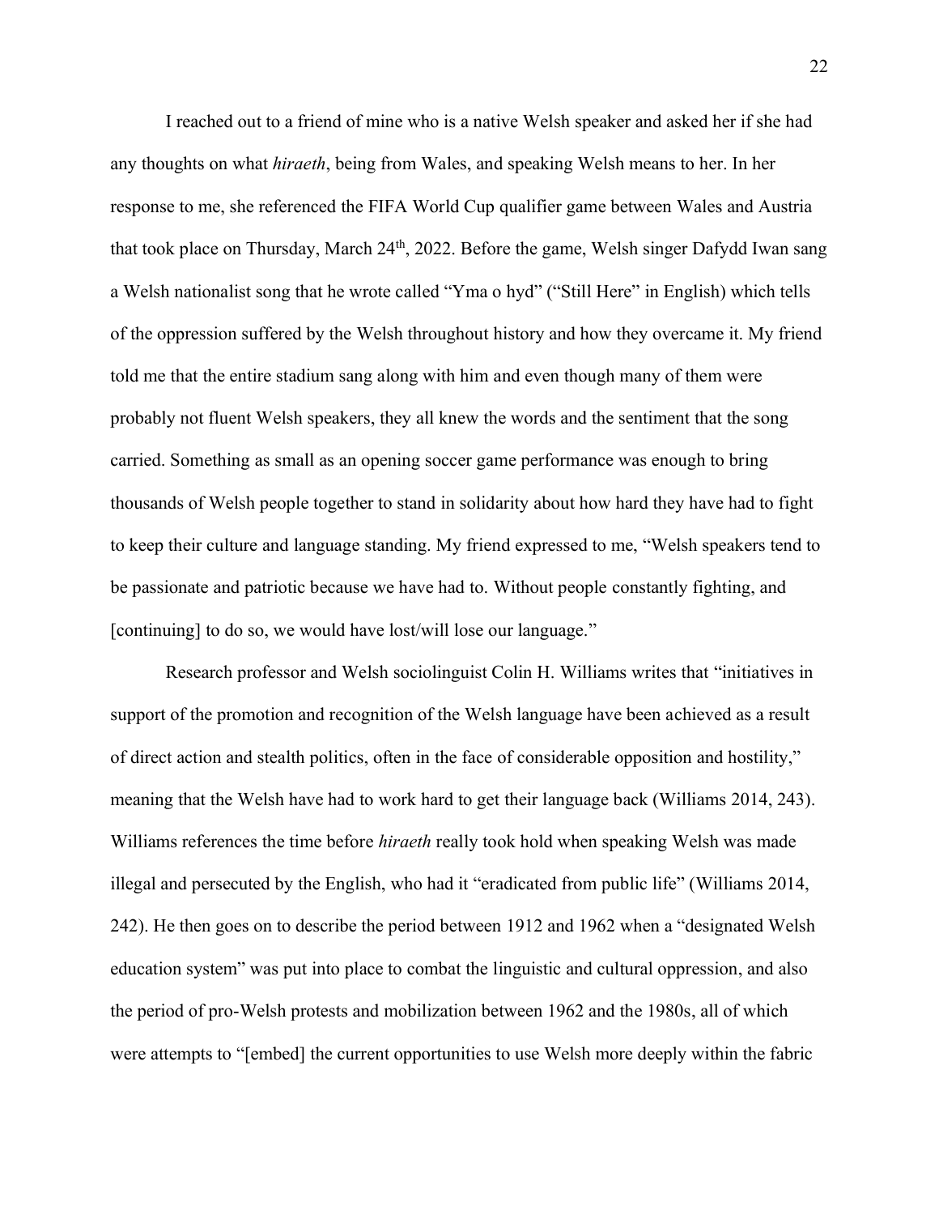I reached out to a friend of mine who is a native Welsh speaker and asked her if she had any thoughts on what *hiraeth*, being from Wales, and speaking Welsh means to her. In her response to me, she referenced the FIFA World Cup qualifier game between Wales and Austria that took place on Thursday, March 24th, 2022. Before the game, Welsh singer Dafydd Iwan sang a Welsh nationalist song that he wrote called "Yma o hyd" ("Still Here" in English) which tells of the oppression suffered by the Welsh throughout history and how they overcame it. My friend told me that the entire stadium sang along with him and even though many of them were probably not fluent Welsh speakers, they all knew the words and the sentiment that the song carried. Something as small as an opening soccer game performance was enough to bring thousands of Welsh people together to stand in solidarity about how hard they have had to fight to keep their culture and language standing. My friend expressed to me, "Welsh speakers tend to be passionate and patriotic because we have had to. Without people constantly fighting, and [continuing] to do so, we would have lost/will lose our language."

Research professor and Welsh sociolinguist Colin H. Williams writes that "initiatives in support of the promotion and recognition of the Welsh language have been achieved as a result of direct action and stealth politics, often in the face of considerable opposition and hostility," meaning that the Welsh have had to work hard to get their language back (Williams 2014, 243). Williams references the time before *hiraeth* really took hold when speaking Welsh was made illegal and persecuted by the English, who had it "eradicated from public life" (Williams 2014, 242). He then goes on to describe the period between 1912 and 1962 when a "designated Welsh education system" was put into place to combat the linguistic and cultural oppression, and also the period of pro-Welsh protests and mobilization between 1962 and the 1980s, all of which were attempts to "[embed] the current opportunities to use Welsh more deeply within the fabric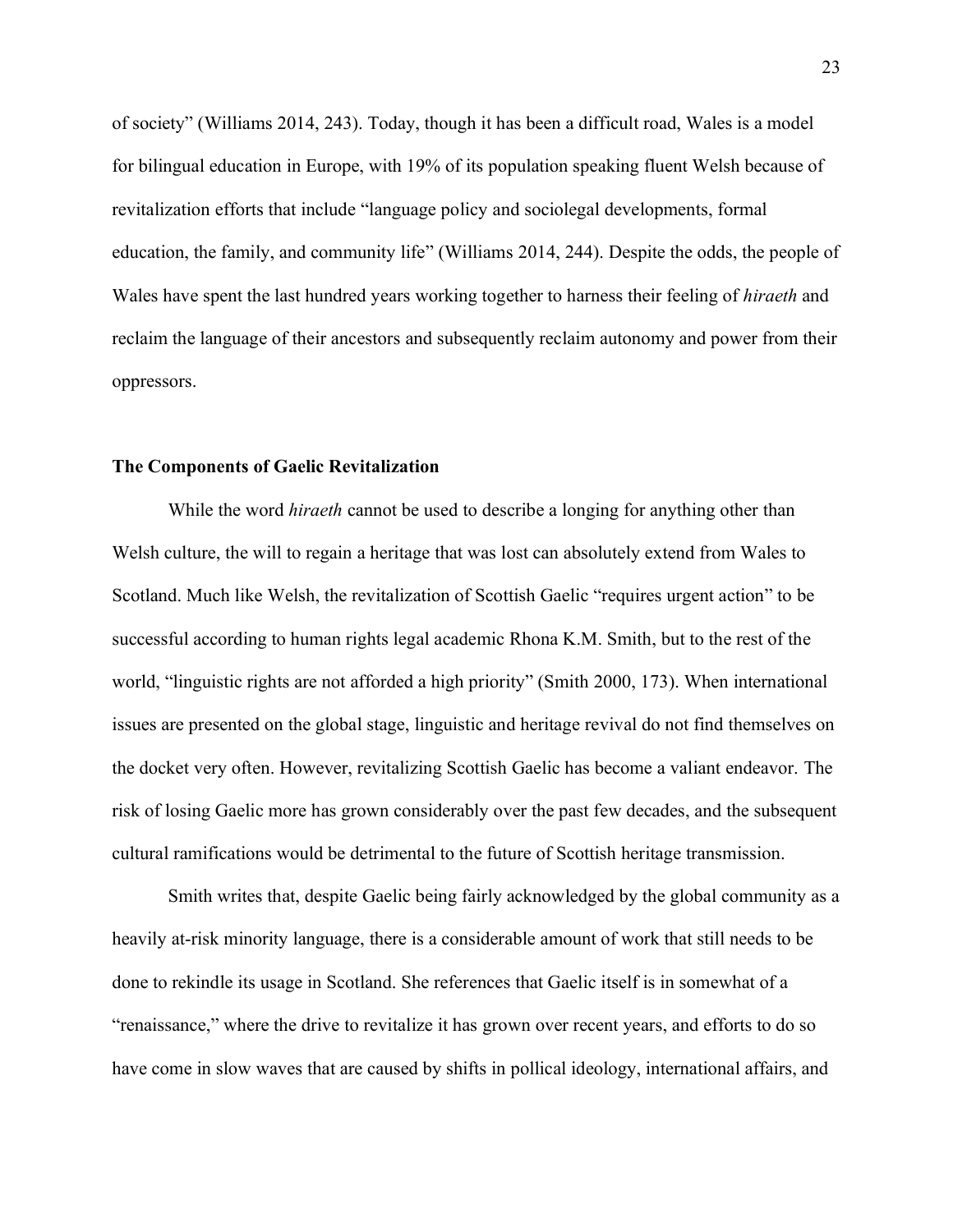of society" (Williams 2014, 243). Today, though it has been a difficult road, Wales is a model for bilingual education in Europe, with 19% of its population speaking fluent Welsh because of revitalization efforts that include "language policy and sociolegal developments, formal education, the family, and community life" (Williams 2014, 244). Despite the odds, the people of Wales have spent the last hundred years working together to harness their feeling of *hiraeth* and reclaim the language of their ancestors and subsequently reclaim autonomy and power from their oppressors.

### The Components of Gaelic Revitalization

While the word *hiraeth* cannot be used to describe a longing for anything other than Welsh culture, the will to regain a heritage that was lost can absolutely extend from Wales to Scotland. Much like Welsh, the revitalization of Scottish Gaelic "requires urgent action" to be successful according to human rights legal academic Rhona K.M. Smith, but to the rest of the world, "linguistic rights are not afforded a high priority" (Smith 2000, 173). When international issues are presented on the global stage, linguistic and heritage revival do not find themselves on the docket very often. However, revitalizing Scottish Gaelic has become a valiant endeavor. The risk of losing Gaelic more has grown considerably over the past few decades, and the subsequent cultural ramifications would be detrimental to the future of Scottish heritage transmission.

Smith writes that, despite Gaelic being fairly acknowledged by the global community as a heavily at-risk minority language, there is a considerable amount of work that still needs to be done to rekindle its usage in Scotland. She references that Gaelic itself is in somewhat of a "renaissance," where the drive to revitalize it has grown over recent years, and efforts to do so have come in slow waves that are caused by shifts in pollical ideology, international affairs, and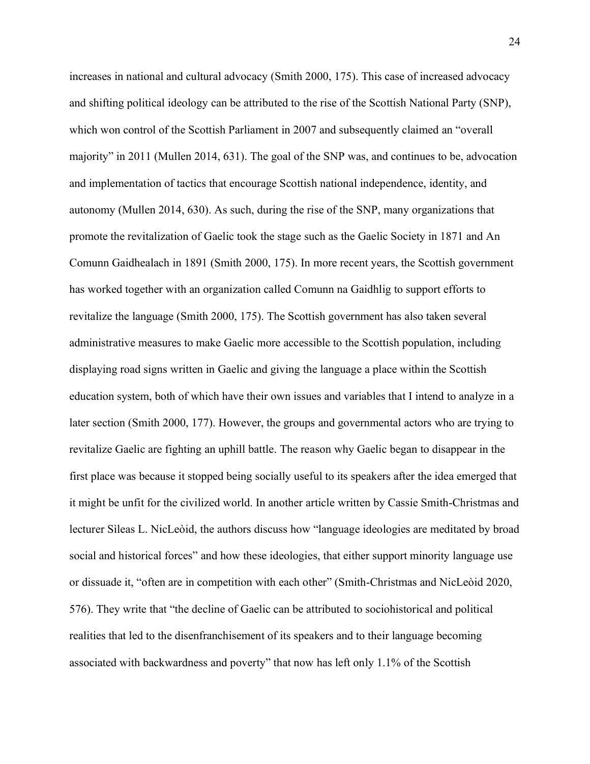increases in national and cultural advocacy (Smith 2000, 175). This case of increased advocacy and shifting political ideology can be attributed to the rise of the Scottish National Party (SNP), which won control of the Scottish Parliament in 2007 and subsequently claimed an "overall majority" in 2011 (Mullen 2014, 631). The goal of the SNP was, and continues to be, advocation and implementation of tactics that encourage Scottish national independence, identity, and autonomy (Mullen 2014, 630). As such, during the rise of the SNP, many organizations that promote the revitalization of Gaelic took the stage such as the Gaelic Society in 1871 and An Comunn Gaidhealach in 1891 (Smith 2000, 175). In more recent years, the Scottish government has worked together with an organization called Comunn na Gaidhlig to support efforts to revitalize the language (Smith 2000, 175). The Scottish government has also taken several administrative measures to make Gaelic more accessible to the Scottish population, including displaying road signs written in Gaelic and giving the language a place within the Scottish education system, both of which have their own issues and variables that I intend to analyze in a later section (Smith 2000, 177). However, the groups and governmental actors who are trying to revitalize Gaelic are fighting an uphill battle. The reason why Gaelic began to disappear in the first place was because it stopped being socially useful to its speakers after the idea emerged that it might be unfit for the civilized world. In another article written by Cassie Smith-Christmas and lecturer Sìleas L. NicLeòid, the authors discuss how "language ideologies are meditated by broad social and historical forces" and how these ideologies, that either support minority language use or dissuade it, "often are in competition with each other" (Smith-Christmas and NicLeòid 2020, 576). They write that "the decline of Gaelic can be attributed to sociohistorical and political realities that led to the disenfranchisement of its speakers and to their language becoming associated with backwardness and poverty" that now has left only 1.1% of the Scottish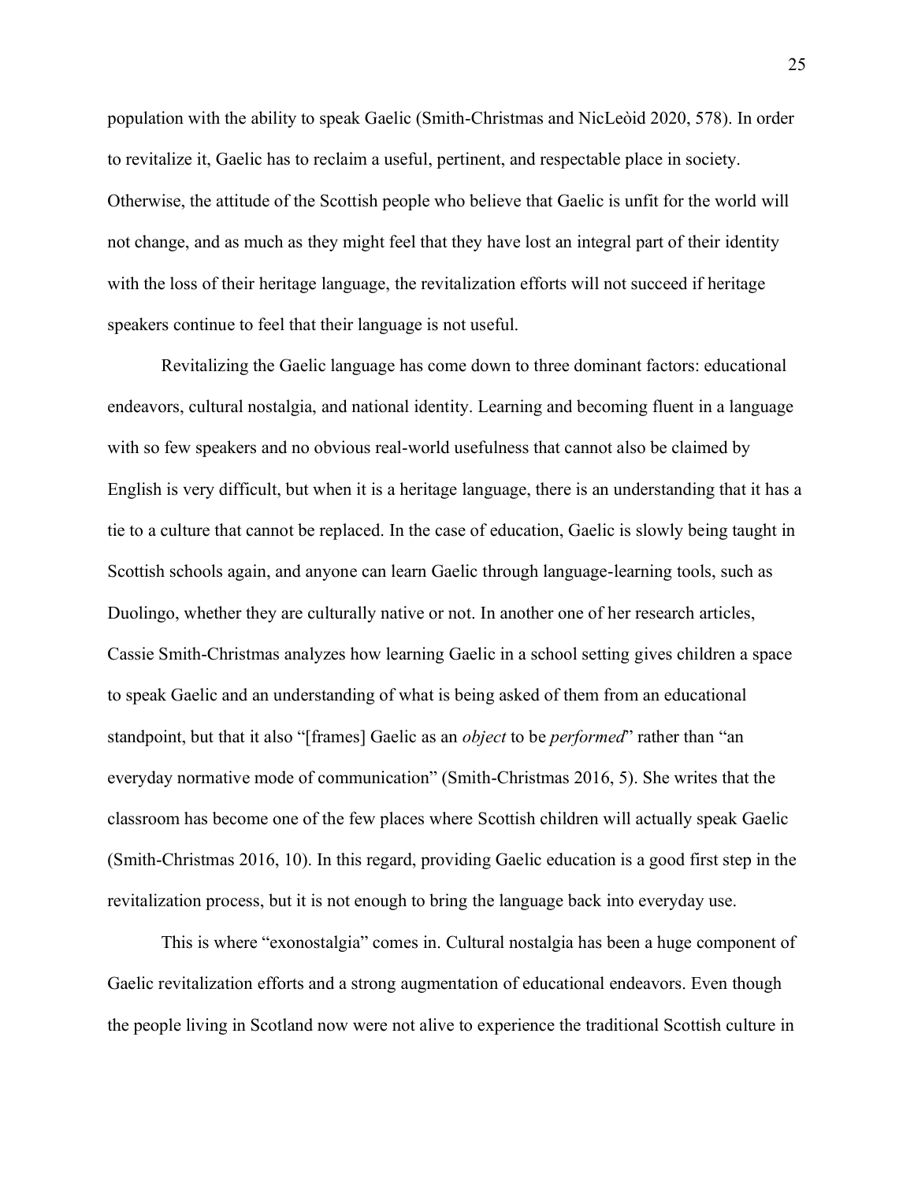population with the ability to speak Gaelic (Smith-Christmas and NicLeòid 2020, 578). In order to revitalize it, Gaelic has to reclaim a useful, pertinent, and respectable place in society. Otherwise, the attitude of the Scottish people who believe that Gaelic is unfit for the world will not change, and as much as they might feel that they have lost an integral part of their identity with the loss of their heritage language, the revitalization efforts will not succeed if heritage speakers continue to feel that their language is not useful.

Revitalizing the Gaelic language has come down to three dominant factors: educational endeavors, cultural nostalgia, and national identity. Learning and becoming fluent in a language with so few speakers and no obvious real-world usefulness that cannot also be claimed by English is very difficult, but when it is a heritage language, there is an understanding that it has a tie to a culture that cannot be replaced. In the case of education, Gaelic is slowly being taught in Scottish schools again, and anyone can learn Gaelic through language-learning tools, such as Duolingo, whether they are culturally native or not. In another one of her research articles, Cassie Smith-Christmas analyzes how learning Gaelic in a school setting gives children a space to speak Gaelic and an understanding of what is being asked of them from an educational standpoint, but that it also "[frames] Gaelic as an *object* to be *performed*" rather than "an everyday normative mode of communication" (Smith-Christmas 2016, 5). She writes that the classroom has become one of the few places where Scottish children will actually speak Gaelic (Smith-Christmas 2016, 10). In this regard, providing Gaelic education is a good first step in the revitalization process, but it is not enough to bring the language back into everyday use.

This is where "exonostalgia" comes in. Cultural nostalgia has been a huge component of Gaelic revitalization efforts and a strong augmentation of educational endeavors. Even though the people living in Scotland now were not alive to experience the traditional Scottish culture in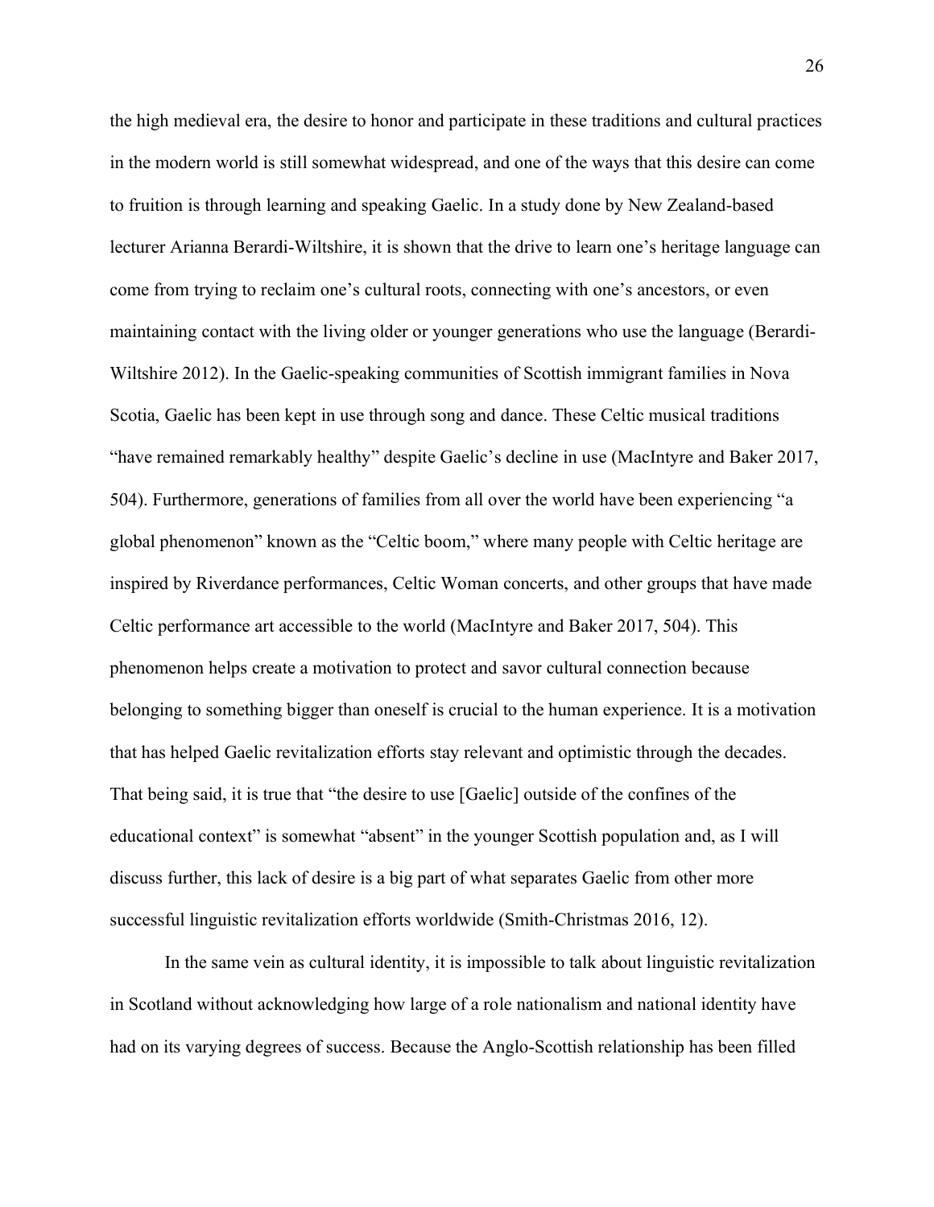the high medieval era, the desire to honor and participate in these traditions and cultural practices in the modern world is still somewhat widespread, and one of the ways that this desire can come to fruition is through learning and speaking Gaelic. In a study done by New Zealand-based lecturer Arianna Berardi-Wiltshire, it is shown that the drive to learn one's heritage language can come from trying to reclaim one's cultural roots, connecting with one's ancestors, or even maintaining contact with the living older or younger generations who use the language (Berardi-Wiltshire 2012). In the Gaelic-speaking communities of Scottish immigrant families in Nova Scotia, Gaelic has been kept in use through song and dance. These Celtic musical traditions "have remained remarkably healthy" despite Gaelic's decline in use (MacIntyre and Baker 2017, 504). Furthermore, generations of families from all over the world have been experiencing "a global phenomenon" known as the "Celtic boom," where many people with Celtic heritage are inspired by Riverdance performances, Celtic Woman concerts, and other groups that have made Celtic performance art accessible to the world (MacIntyre and Baker 2017, 504). This phenomenon helps create a motivation to protect and savor cultural connection because belonging to something bigger than oneself is crucial to the human experience. It is a motivation that has helped Gaelic revitalization efforts stay relevant and optimistic through the decades. That being said, it is true that "the desire to use [Gaelic] outside of the confines of the educational context" is somewhat "absent" in the younger Scottish population and, as I will discuss further, this lack of desire is a big part of what separates Gaelic from other more successful linguistic revitalization efforts worldwide (Smith-Christmas 2016, 12).

In the same vein as cultural identity, it is impossible to talk about linguistic revitalization in Scotland without acknowledging how large of a role nationalism and national identity have had on its varying degrees of success. Because the Anglo-Scottish relationship has been filled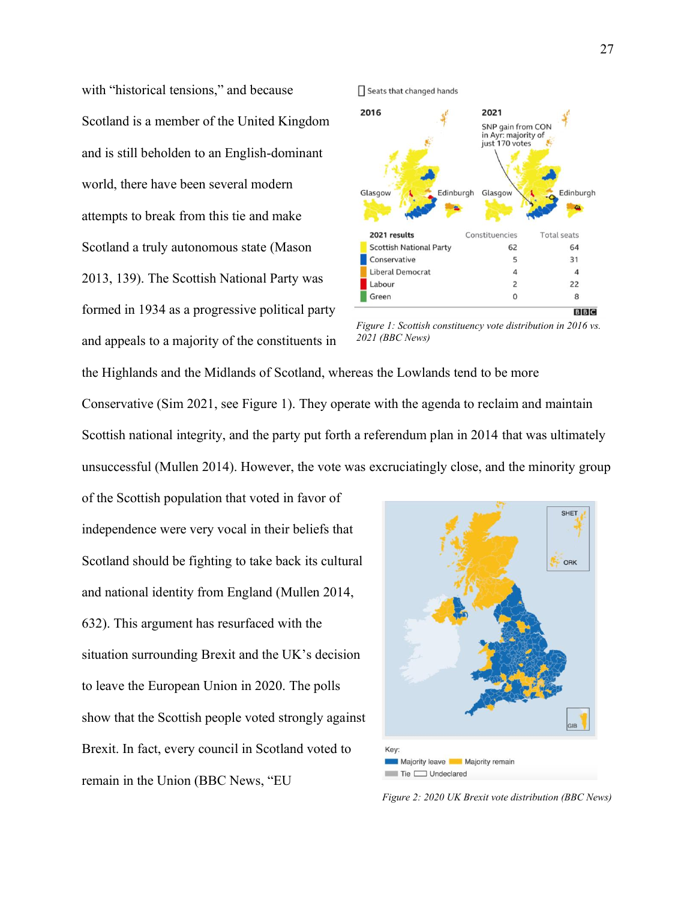with "historical tensions," and because Scotland is a member of the United Kingdom and is still beholden to an English-dominant world, there have been several modern attempts to break from this tie and make Scotland a truly autonomous state (Mason 2013, 139). The Scottish National Party was formed in 1934 as a progressive political party and appeals to a majority of the constituents in the Highlands and the Midlands of Scotland, whereas the Lowlands tend to be more Conservative (Sim 2021, see Figure 1). They operate with the agenda to reclaim and maintain Scottish national integrity, and the party put forth a referendum plan in 2014 that was ultimately unsuccessful (Mullen 2014). However, the vote was excruciatingly close, and the minority group of the Scottish population that voted in favor of independence were very vocal in their beliefs that Scotland should be fighting to take back its cultural and national identity from England (Mullen 2014, 632). This argument has resurfaced with the situation surrounding Brexit and the UK's decision to leave the European Union in 2020. The polls show that the Scottish people voted strongly against Brexit. In fact, every council in Scotland voted to remain in the Union (BBC News, "EU

| 2021 results | Constituencies | Total seats |
|---|---|---|
| Scottish National Party | 62 | 64 |
| Conservative | 5 | 31 |
| Liberal Democrat | 4 | 4 |
| Labour | 2 | 22 |
| Green | 0 | 8 |

*Figure 1: Scottish constituency vote distribution in 2016 vs. 2021 (BBC News)*

*Figure 2: 2020 UK Brexit vote distribution (BBC News)*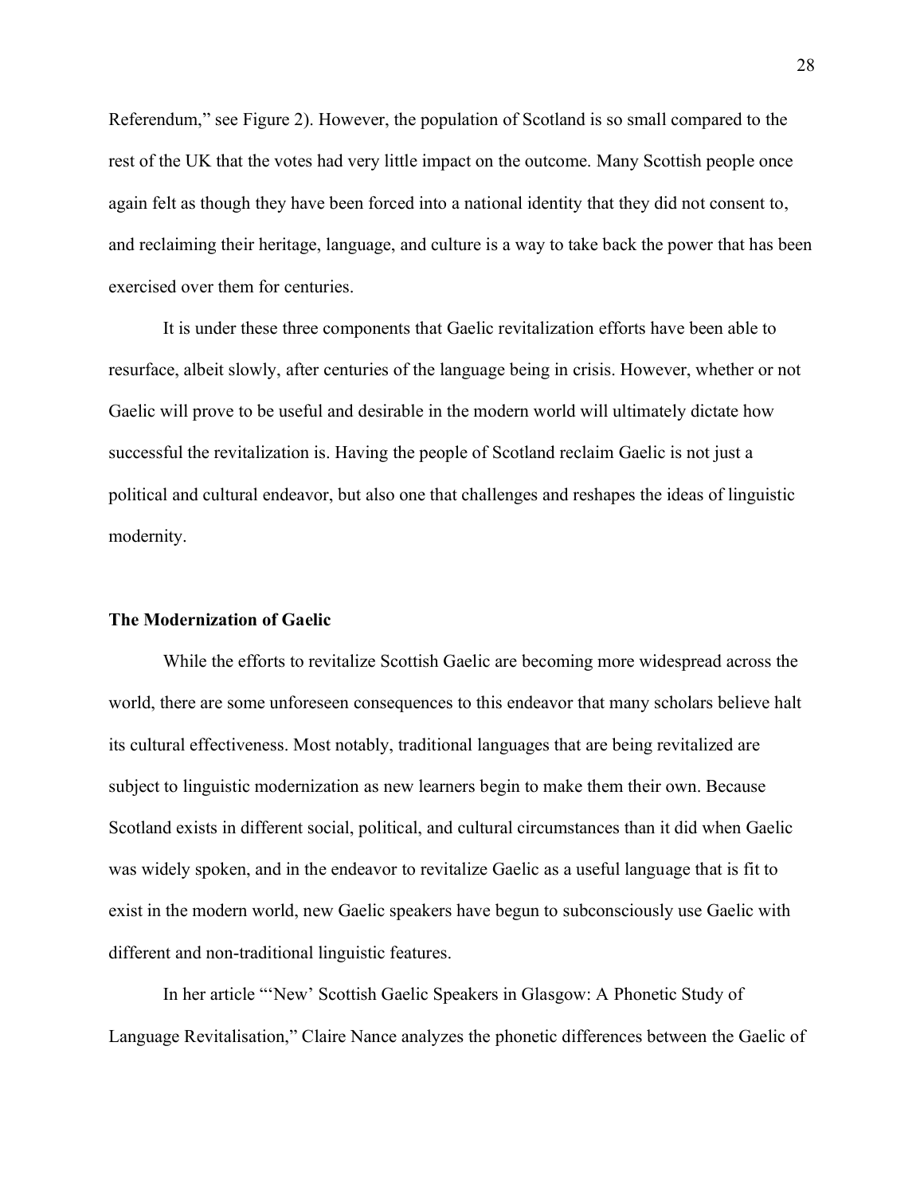Referendum," see Figure 2). However, the population of Scotland is so small compared to the rest of the UK that the votes had very little impact on the outcome. Many Scottish people once again felt as though they have been forced into a national identity that they did not consent to, and reclaiming their heritage, language, and culture is a way to take back the power that has been exercised over them for centuries.

It is under these three components that Gaelic revitalization efforts have been able to resurface, albeit slowly, after centuries of the language being in crisis. However, whether or not Gaelic will prove to be useful and desirable in the modern world will ultimately dictate how successful the revitalization is. Having the people of Scotland reclaim Gaelic is not just a political and cultural endeavor, but also one that challenges and reshapes the ideas of linguistic modernity.

**The Modernization of Gaelic**

While the efforts to revitalize Scottish Gaelic are becoming more widespread across the world, there are some unforeseen consequences to this endeavor that many scholars believe halt its cultural effectiveness. Most notably, traditional languages that are being revitalized are subject to linguistic modernization as new learners begin to make them their own. Because Scotland exists in different social, political, and cultural circumstances than it did when Gaelic was widely spoken, and in the endeavor to revitalize Gaelic as a useful language that is fit to exist in the modern world, new Gaelic speakers have begun to subconsciously use Gaelic with different and non-traditional linguistic features.

In her article "'New' Scottish Gaelic Speakers in Glasgow: A Phonetic Study of Language Revitalisation," Claire Nance analyzes the phonetic differences between the Gaelic of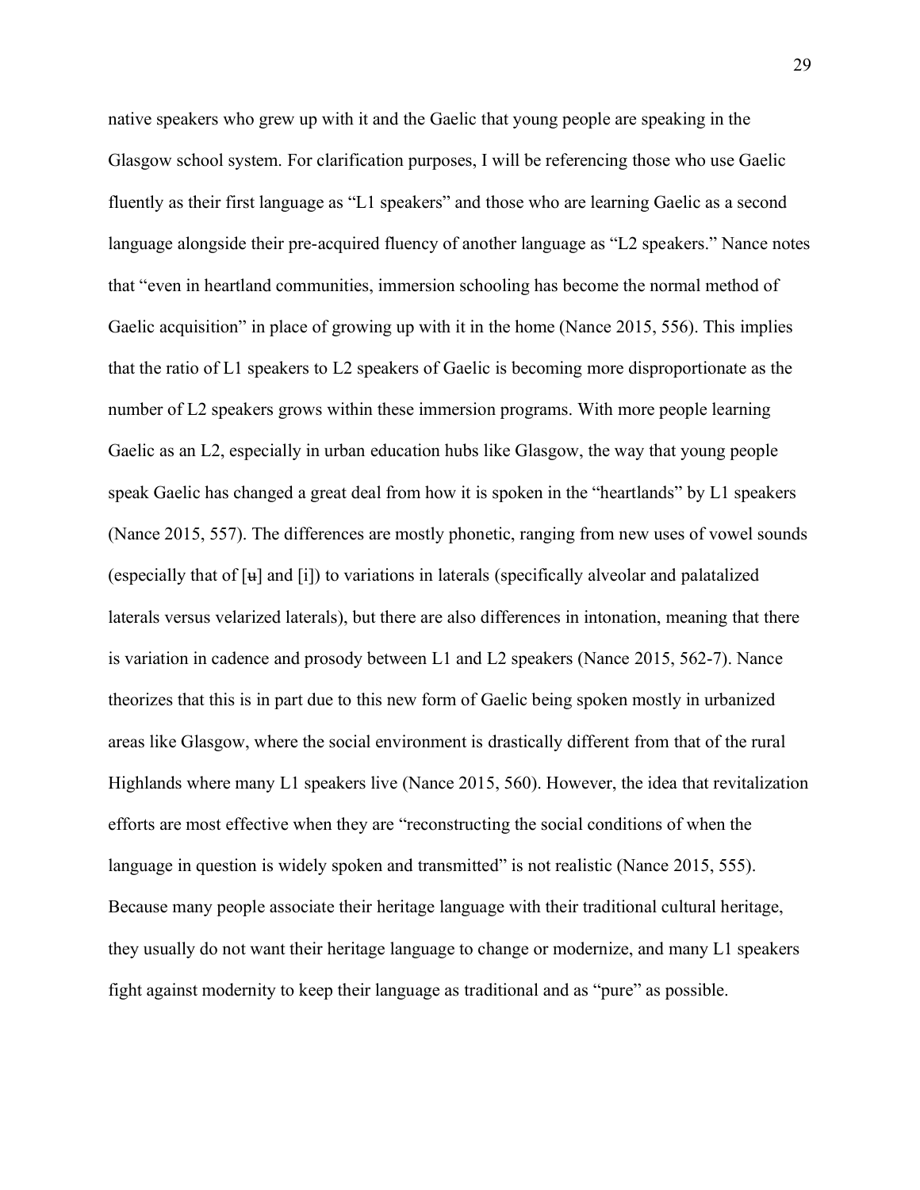native speakers who grew up with it and the Gaelic that young people are speaking in the Glasgow school system. For clarification purposes, I will be referencing those who use Gaelic fluently as their first language as "L1 speakers" and those who are learning Gaelic as a second language alongside their pre-acquired fluency of another language as "L2 speakers." Nance notes that "even in heartland communities, immersion schooling has become the normal method of Gaelic acquisition" in place of growing up with it in the home (Nance 2015, 556). This implies that the ratio of L1 speakers to L2 speakers of Gaelic is becoming more disproportionate as the number of L2 speakers grows within these immersion programs. With more people learning Gaelic as an L2, especially in urban education hubs like Glasgow, the way that young people speak Gaelic has changed a great deal from how it is spoken in the "heartlands" by L1 speakers (Nance 2015, 557). The differences are mostly phonetic, ranging from new uses of vowel sounds (especially that of [ʉ] and [i]) to variations in laterals (specifically alveolar and palatalized laterals versus velarized laterals), but there are also differences in intonation, meaning that there is variation in cadence and prosody between L1 and L2 speakers (Nance 2015, 562-7). Nance theorizes that this is in part due to this new form of Gaelic being spoken mostly in urbanized areas like Glasgow, where the social environment is drastically different from that of the rural Highlands where many L1 speakers live (Nance 2015, 560). However, the idea that revitalization efforts are most effective when they are "reconstructing the social conditions of when the language in question is widely spoken and transmitted" is not realistic (Nance 2015, 555). Because many people associate their heritage language with their traditional cultural heritage, they usually do not want their heritage language to change or modernize, and many L1 speakers fight against modernity to keep their language as traditional and as "pure" as possible.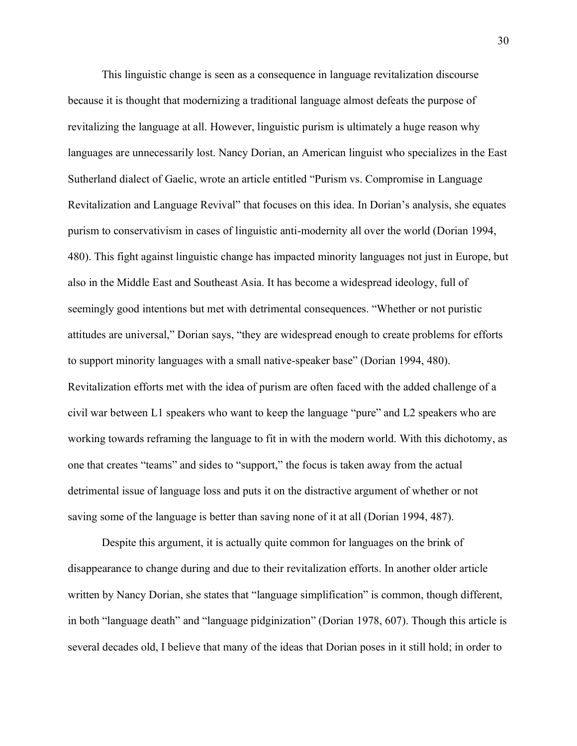This linguistic change is seen as a consequence in language revitalization discourse because it is thought that modernizing a traditional language almost defeats the purpose of revitalizing the language at all. However, linguistic purism is ultimately a huge reason why languages are unnecessarily lost. Nancy Dorian, an American linguist who specializes in the East Sutherland dialect of Gaelic, wrote an article entitled "Purism vs. Compromise in Language Revitalization and Language Revival" that focuses on this idea. In Dorian's analysis, she equates purism to conservativism in cases of linguistic anti-modernity all over the world (Dorian 1994, 480). This fight against linguistic change has impacted minority languages not just in Europe, but also in the Middle East and Southeast Asia. It has become a widespread ideology, full of seemingly good intentions but met with detrimental consequences. "Whether or not puristic attitudes are universal," Dorian says, "they are widespread enough to create problems for efforts to support minority languages with a small native-speaker base" (Dorian 1994, 480). Revitalization efforts met with the idea of purism are often faced with the added challenge of a civil war between L1 speakers who want to keep the language "pure" and L2 speakers who are working towards reframing the language to fit in with the modern world. With this dichotomy, as one that creates "teams" and sides to "support," the focus is taken away from the actual detrimental issue of language loss and puts it on the distractive argument of whether or not saving some of the language is better than saving none of it at all (Dorian 1994, 487).

Despite this argument, it is actually quite common for languages on the brink of disappearance to change during and due to their revitalization efforts. In another older article written by Nancy Dorian, she states that "language simplification" is common, though different, in both "language death" and "language pidginization" (Dorian 1978, 607). Though this article is several decades old, I believe that many of the ideas that Dorian poses in it still hold; in order to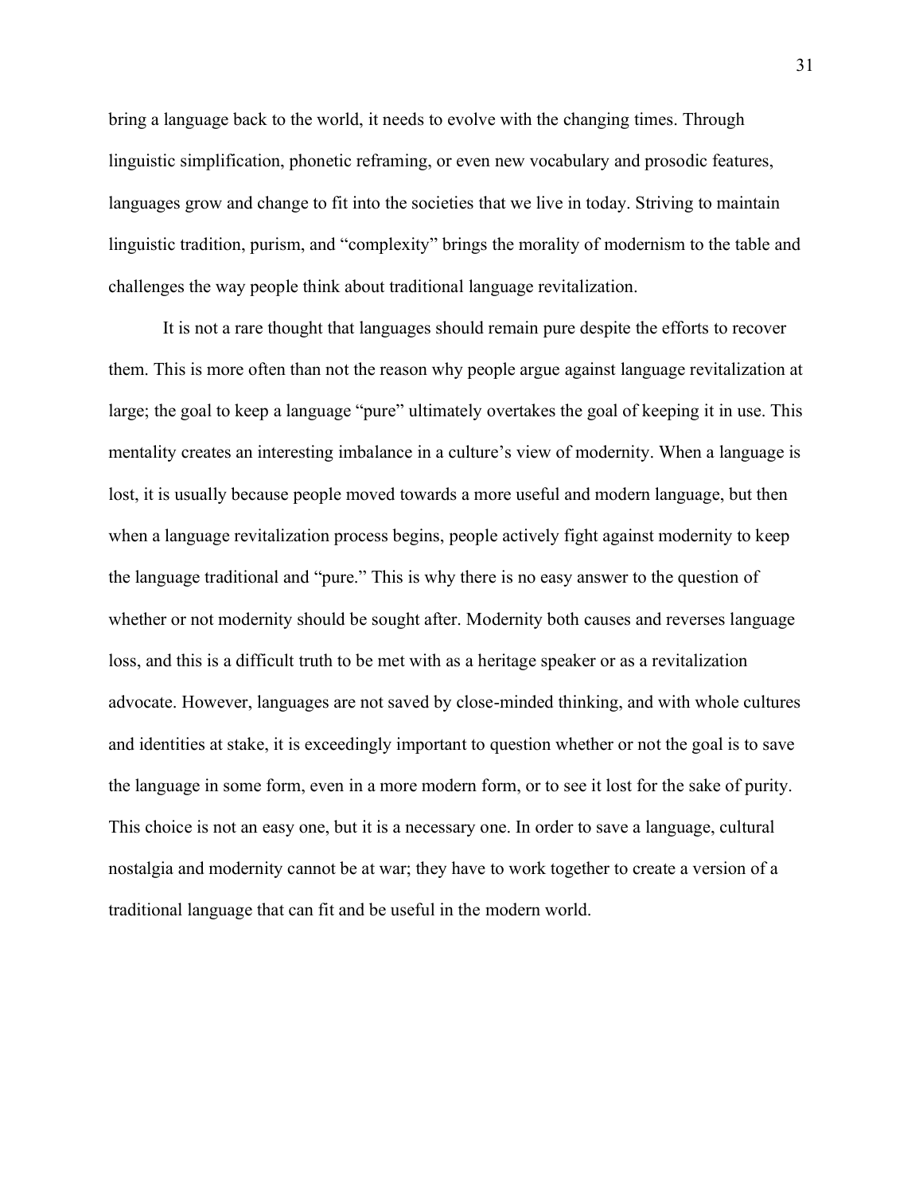bring a language back to the world, it needs to evolve with the changing times. Through linguistic simplification, phonetic reframing, or even new vocabulary and prosodic features, languages grow and change to fit into the societies that we live in today. Striving to maintain linguistic tradition, purism, and "complexity" brings the morality of modernism to the table and challenges the way people think about traditional language revitalization.

It is not a rare thought that languages should remain pure despite the efforts to recover them. This is more often than not the reason why people argue against language revitalization at large; the goal to keep a language "pure" ultimately overtakes the goal of keeping it in use. This mentality creates an interesting imbalance in a culture's view of modernity. When a language is lost, it is usually because people moved towards a more useful and modern language, but then when a language revitalization process begins, people actively fight against modernity to keep the language traditional and "pure." This is why there is no easy answer to the question of whether or not modernity should be sought after. Modernity both causes and reverses language loss, and this is a difficult truth to be met with as a heritage speaker or as a revitalization advocate. However, languages are not saved by close-minded thinking, and with whole cultures and identities at stake, it is exceedingly important to question whether or not the goal is to save the language in some form, even in a more modern form, or to see it lost for the sake of purity. This choice is not an easy one, but it is a necessary one. In order to save a language, cultural nostalgia and modernity cannot be at war; they have to work together to create a version of a traditional language that can fit and be useful in the modern world.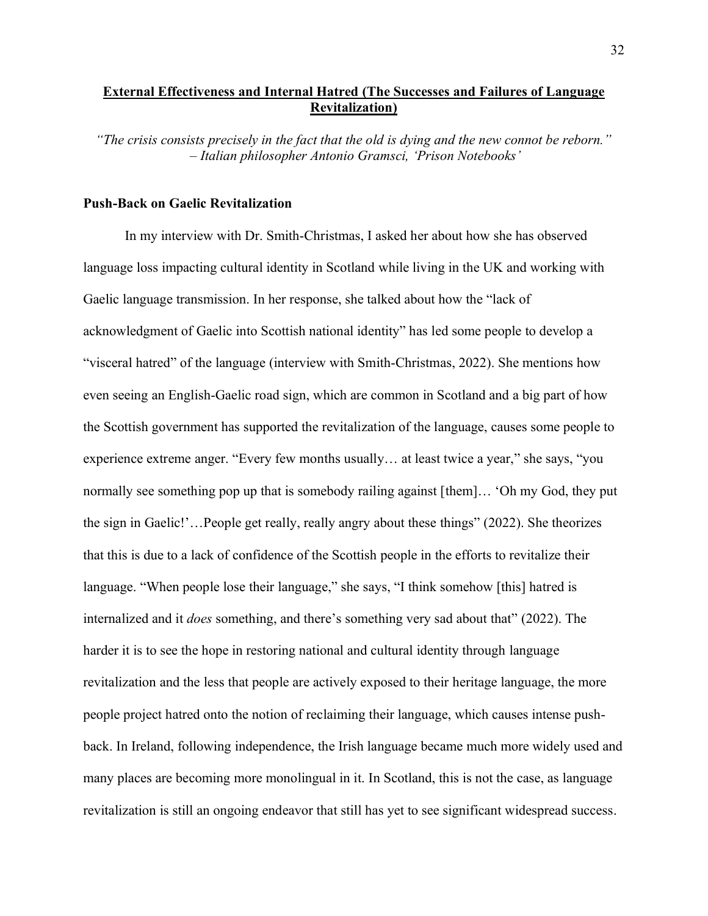## External Effectiveness and Internal Hatred (The Successes and Failures of Language Revitalization)

*"The crisis consists precisely in the fact that the old is dying and the new connot be reborn." – Italian philosopher Antonio Gramsci, 'Prison Notebooks'*

### Push-Back on Gaelic Revitalization

In my interview with Dr. Smith-Christmas, I asked her about how she has observed language loss impacting cultural identity in Scotland while living in the UK and working with Gaelic language transmission. In her response, she talked about how the "lack of acknowledgment of Gaelic into Scottish national identity" has led some people to develop a "visceral hatred" of the language (interview with Smith-Christmas, 2022). She mentions how even seeing an English-Gaelic road sign, which are common in Scotland and a big part of how the Scottish government has supported the revitalization of the language, causes some people to experience extreme anger. "Every few months usually… at least twice a year," she says, "you normally see something pop up that is somebody railing against [them]… 'Oh my God, they put the sign in Gaelic!'…People get really, really angry about these things" (2022). She theorizes that this is due to a lack of confidence of the Scottish people in the efforts to revitalize their language. "When people lose their language," she says, "I think somehow [this] hatred is internalized and it *does* something, and there's something very sad about that" (2022). The harder it is to see the hope in restoring national and cultural identity through language revitalization and the less that people are actively exposed to their heritage language, the more people project hatred onto the notion of reclaiming their language, which causes intense push-back. In Ireland, following independence, the Irish language became much more widely used and many places are becoming more monolingual in it. In Scotland, this is not the case, as language revitalization is still an ongoing endeavor that still has yet to see significant widespread success.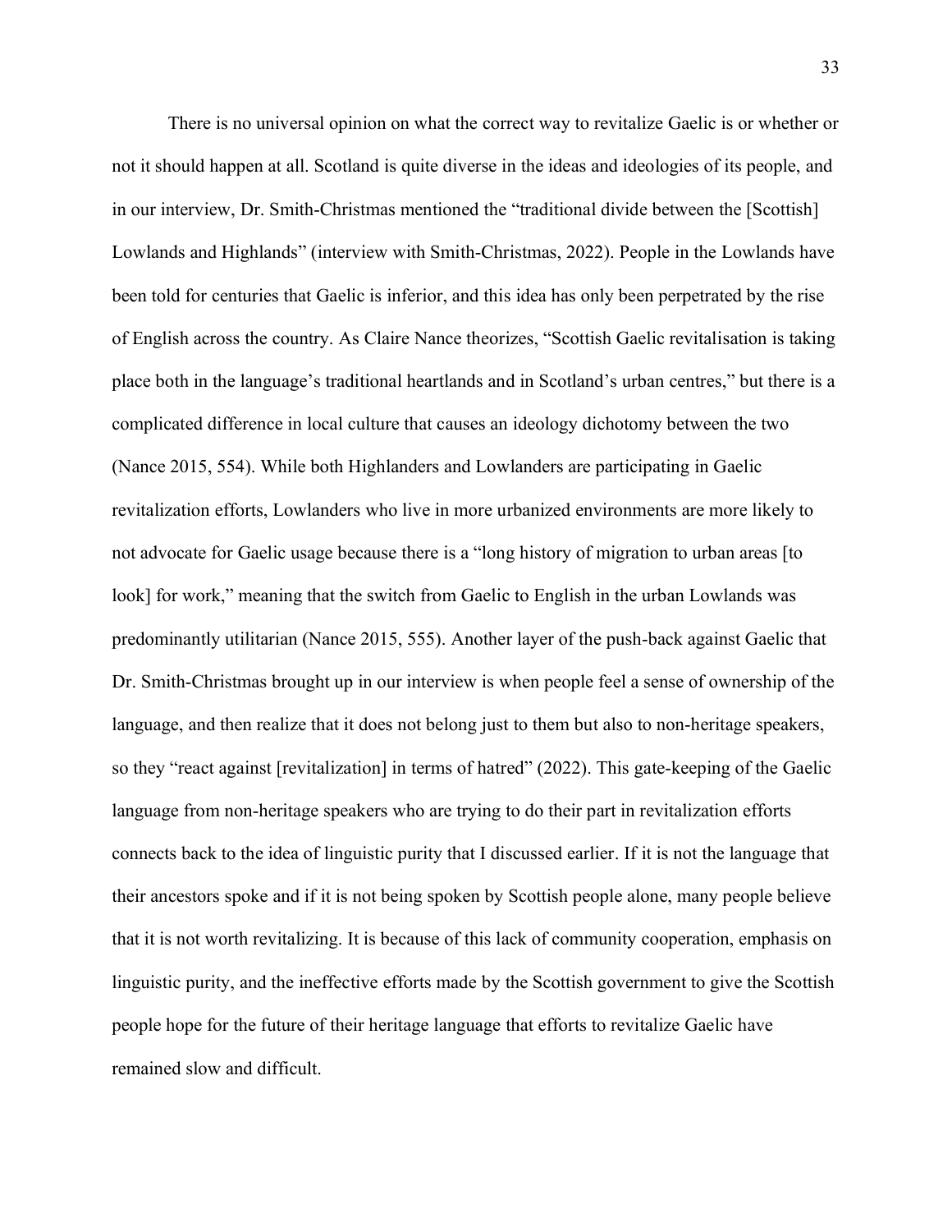There is no universal opinion on what the correct way to revitalize Gaelic is or whether or not it should happen at all. Scotland is quite diverse in the ideas and ideologies of its people, and in our interview, Dr. Smith-Christmas mentioned the "traditional divide between the [Scottish] Lowlands and Highlands" (interview with Smith-Christmas, 2022). People in the Lowlands have been told for centuries that Gaelic is inferior, and this idea has only been perpetrated by the rise of English across the country. As Claire Nance theorizes, "Scottish Gaelic revitalisation is taking place both in the language's traditional heartlands and in Scotland's urban centres," but there is a complicated difference in local culture that causes an ideology dichotomy between the two (Nance 2015, 554). While both Highlanders and Lowlanders are participating in Gaelic revitalization efforts, Lowlanders who live in more urbanized environments are more likely to not advocate for Gaelic usage because there is a "long history of migration to urban areas [to look] for work," meaning that the switch from Gaelic to English in the urban Lowlands was predominantly utilitarian (Nance 2015, 555). Another layer of the push-back against Gaelic that Dr. Smith-Christmas brought up in our interview is when people feel a sense of ownership of the language, and then realize that it does not belong just to them but also to non-heritage speakers, so they "react against [revitalization] in terms of hatred" (2022). This gate-keeping of the Gaelic language from non-heritage speakers who are trying to do their part in revitalization efforts connects back to the idea of linguistic purity that I discussed earlier. If it is not the language that their ancestors spoke and if it is not being spoken by Scottish people alone, many people believe that it is not worth revitalizing. It is because of this lack of community cooperation, emphasis on linguistic purity, and the ineffective efforts made by the Scottish government to give the Scottish people hope for the future of their heritage language that efforts to revitalize Gaelic have remained slow and difficult.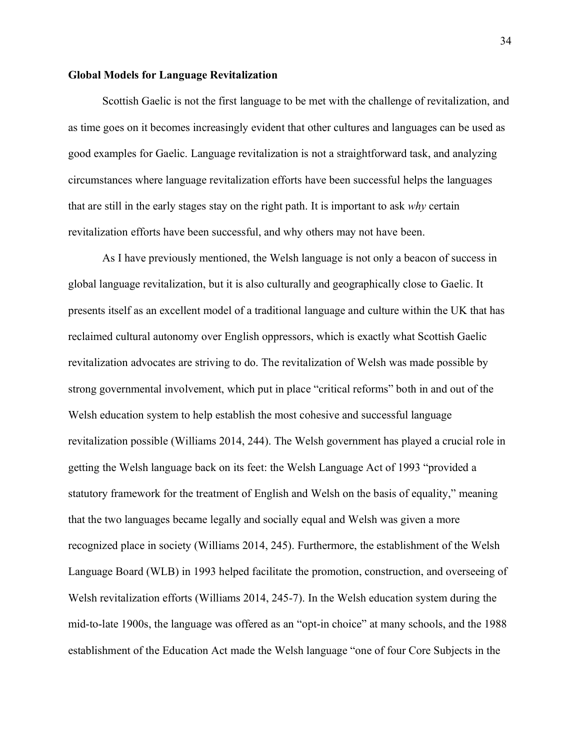### **Global Models for Language Revitalization**

Scottish Gaelic is not the first language to be met with the challenge of revitalization, and as time goes on it becomes increasingly evident that other cultures and languages can be used as good examples for Gaelic. Language revitalization is not a straightforward task, and analyzing circumstances where language revitalization efforts have been successful helps the languages that are still in the early stages stay on the right path. It is important to ask *why* certain revitalization efforts have been successful, and why others may not have been.

As I have previously mentioned, the Welsh language is not only a beacon of success in global language revitalization, but it is also culturally and geographically close to Gaelic. It presents itself as an excellent model of a traditional language and culture within the UK that has reclaimed cultural autonomy over English oppressors, which is exactly what Scottish Gaelic revitalization advocates are striving to do. The revitalization of Welsh was made possible by strong governmental involvement, which put in place "critical reforms" both in and out of the Welsh education system to help establish the most cohesive and successful language revitalization possible (Williams 2014, 244). The Welsh government has played a crucial role in getting the Welsh language back on its feet: the Welsh Language Act of 1993 "provided a statutory framework for the treatment of English and Welsh on the basis of equality," meaning that the two languages became legally and socially equal and Welsh was given a more recognized place in society (Williams 2014, 245). Furthermore, the establishment of the Welsh Language Board (WLB) in 1993 helped facilitate the promotion, construction, and overseeing of Welsh revitalization efforts (Williams 2014, 245-7). In the Welsh education system during the mid-to-late 1900s, the language was offered as an "opt-in choice" at many schools, and the 1988 establishment of the Education Act made the Welsh language "one of four Core Subjects in the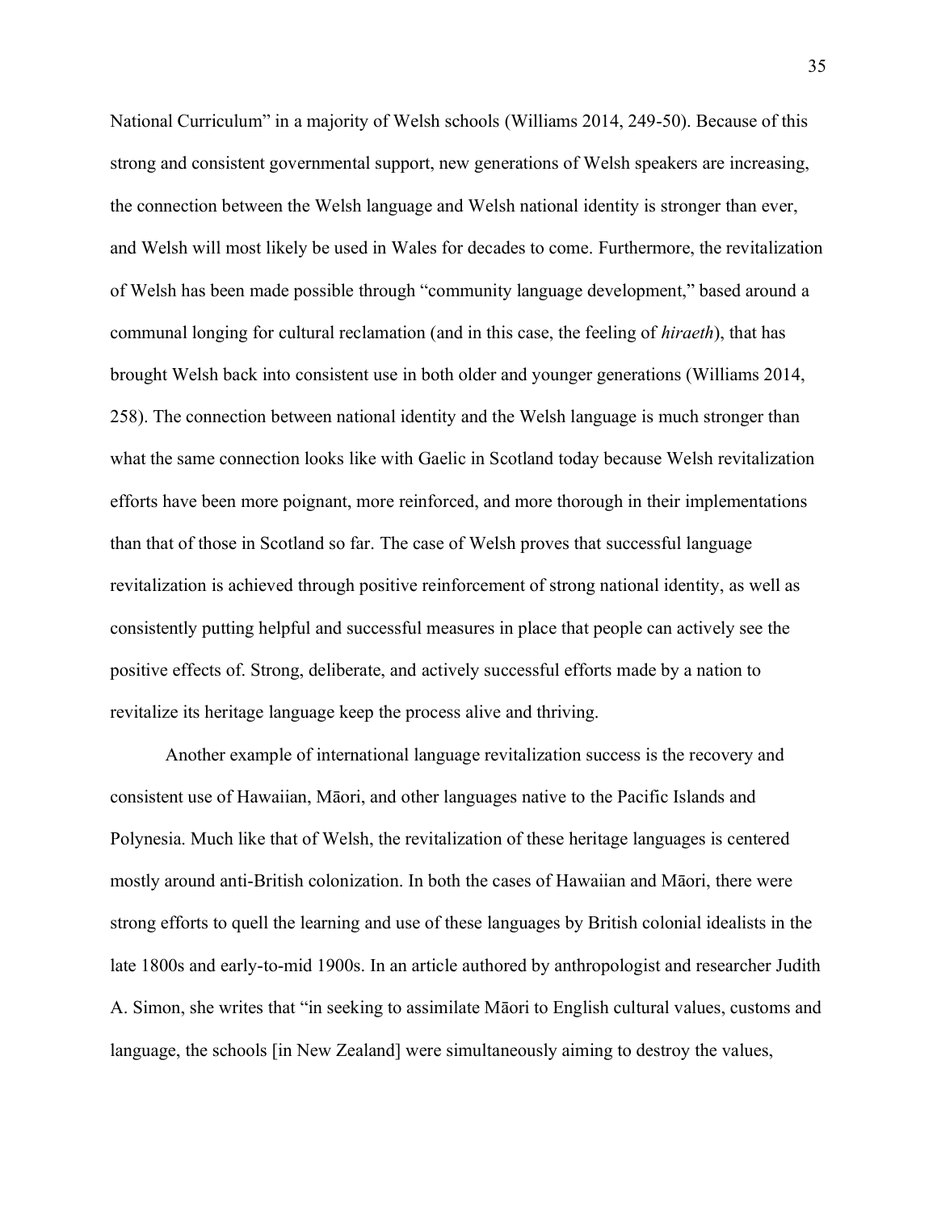National Curriculum" in a majority of Welsh schools (Williams 2014, 249-50). Because of this strong and consistent governmental support, new generations of Welsh speakers are increasing, the connection between the Welsh language and Welsh national identity is stronger than ever, and Welsh will most likely be used in Wales for decades to come. Furthermore, the revitalization of Welsh has been made possible through "community language development," based around a communal longing for cultural reclamation (and in this case, the feeling of *hiraeth*), that has brought Welsh back into consistent use in both older and younger generations (Williams 2014, 258). The connection between national identity and the Welsh language is much stronger than what the same connection looks like with Gaelic in Scotland today because Welsh revitalization efforts have been more poignant, more reinforced, and more thorough in their implementations than that of those in Scotland so far. The case of Welsh proves that successful language revitalization is achieved through positive reinforcement of strong national identity, as well as consistently putting helpful and successful measures in place that people can actively see the positive effects of. Strong, deliberate, and actively successful efforts made by a nation to revitalize its heritage language keep the process alive and thriving.

Another example of international language revitalization success is the recovery and consistent use of Hawaiian, Māori, and other languages native to the Pacific Islands and Polynesia. Much like that of Welsh, the revitalization of these heritage languages is centered mostly around anti-British colonization. In both the cases of Hawaiian and Māori, there were strong efforts to quell the learning and use of these languages by British colonial idealists in the late 1800s and early-to-mid 1900s. In an article authored by anthropologist and researcher Judith A. Simon, she writes that "in seeking to assimilate Māori to English cultural values, customs and language, the schools [in New Zealand] were simultaneously aiming to destroy the values,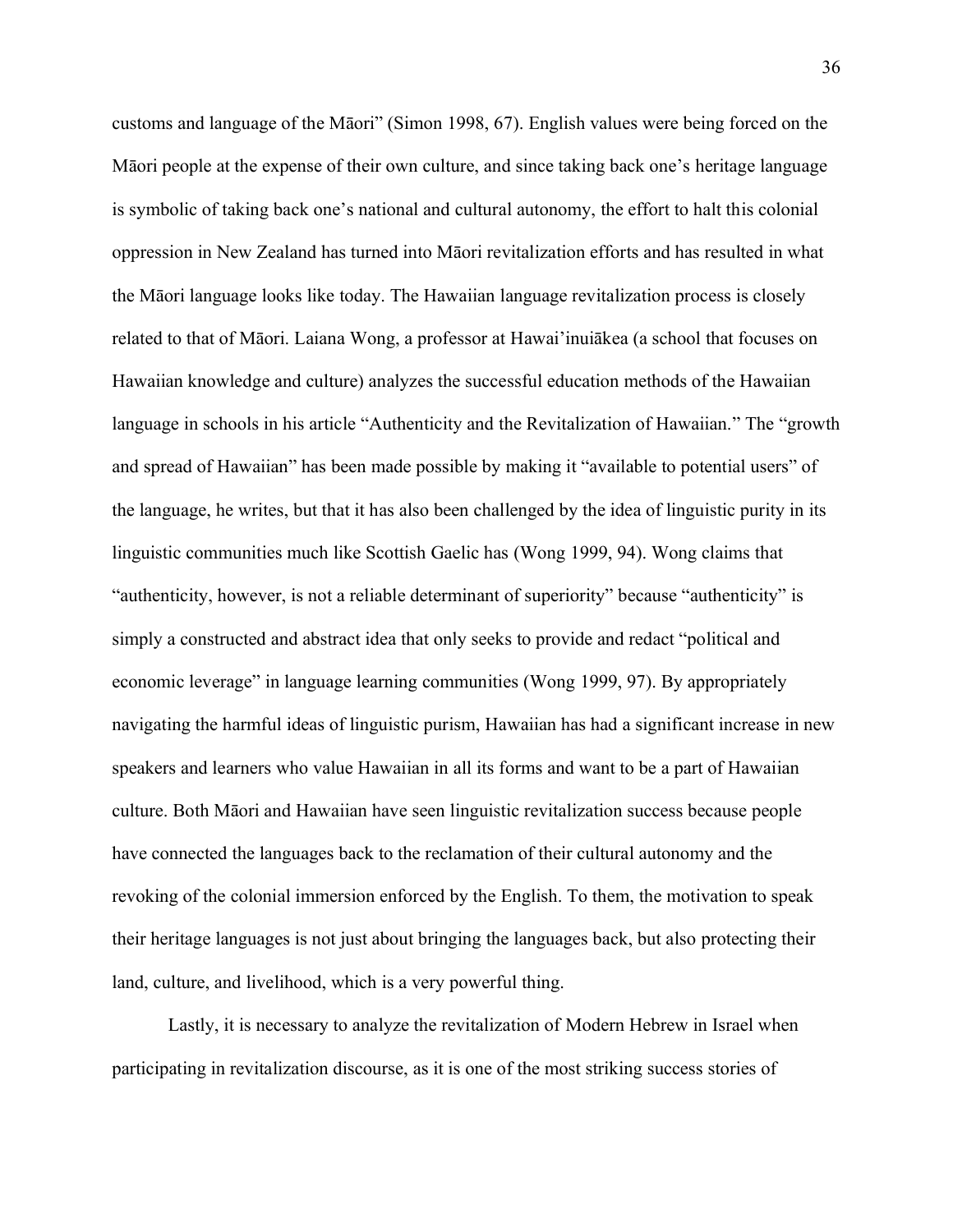customs and language of the Māori" (Simon 1998, 67). English values were being forced on the Māori people at the expense of their own culture, and since taking back one's heritage language is symbolic of taking back one's national and cultural autonomy, the effort to halt this colonial oppression in New Zealand has turned into Māori revitalization efforts and has resulted in what the Māori language looks like today. The Hawaiian language revitalization process is closely related to that of Māori. Laiana Wong, a professor at Hawai'inuiākea (a school that focuses on Hawaiian knowledge and culture) analyzes the successful education methods of the Hawaiian language in schools in his article "Authenticity and the Revitalization of Hawaiian." The "growth and spread of Hawaiian" has been made possible by making it "available to potential users" of the language, he writes, but that it has also been challenged by the idea of linguistic purity in its linguistic communities much like Scottish Gaelic has (Wong 1999, 94). Wong claims that "authenticity, however, is not a reliable determinant of superiority" because "authenticity" is simply a constructed and abstract idea that only seeks to provide and redact "political and economic leverage" in language learning communities (Wong 1999, 97). By appropriately navigating the harmful ideas of linguistic purism, Hawaiian has had a significant increase in new speakers and learners who value Hawaiian in all its forms and want to be a part of Hawaiian culture. Both Māori and Hawaiian have seen linguistic revitalization success because people have connected the languages back to the reclamation of their cultural autonomy and the revoking of the colonial immersion enforced by the English. To them, the motivation to speak their heritage languages is not just about bringing the languages back, but also protecting their land, culture, and livelihood, which is a very powerful thing.

Lastly, it is necessary to analyze the revitalization of Modern Hebrew in Israel when participating in revitalization discourse, as it is one of the most striking success stories of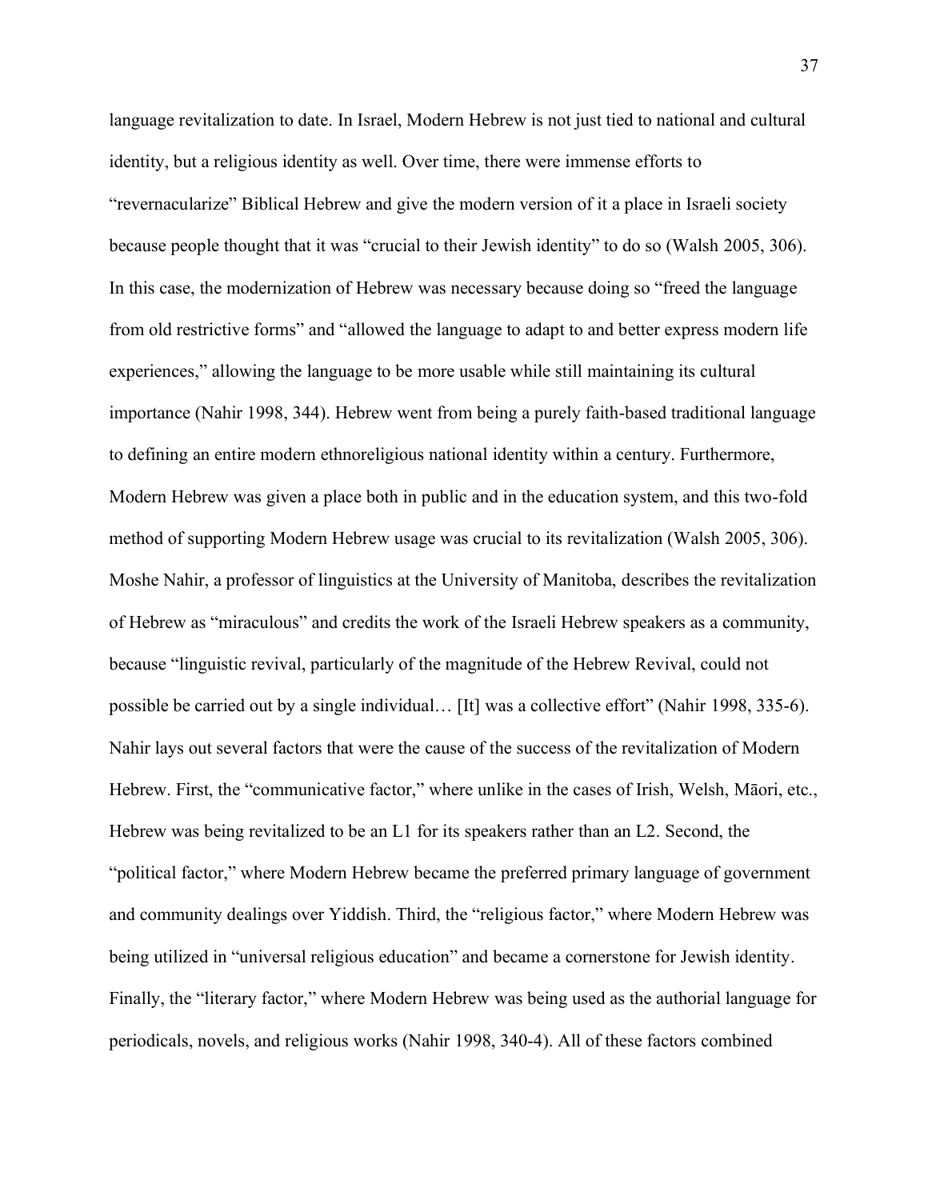language revitalization to date. In Israel, Modern Hebrew is not just tied to national and cultural identity, but a religious identity as well. Over time, there were immense efforts to "revernacularize" Biblical Hebrew and give the modern version of it a place in Israeli society because people thought that it was "crucial to their Jewish identity" to do so (Walsh 2005, 306). In this case, the modernization of Hebrew was necessary because doing so "freed the language from old restrictive forms" and "allowed the language to adapt to and better express modern life experiences," allowing the language to be more usable while still maintaining its cultural importance (Nahir 1998, 344). Hebrew went from being a purely faith-based traditional language to defining an entire modern ethnoreligious national identity within a century. Furthermore, Modern Hebrew was given a place both in public and in the education system, and this two-fold method of supporting Modern Hebrew usage was crucial to its revitalization (Walsh 2005, 306). Moshe Nahir, a professor of linguistics at the University of Manitoba, describes the revitalization of Hebrew as "miraculous" and credits the work of the Israeli Hebrew speakers as a community, because "linguistic revival, particularly of the magnitude of the Hebrew Revival, could not possible be carried out by a single individual… [It] was a collective effort" (Nahir 1998, 335-6). Nahir lays out several factors that were the cause of the success of the revitalization of Modern Hebrew. First, the "communicative factor," where unlike in the cases of Irish, Welsh, Māori, etc., Hebrew was being revitalized to be an L1 for its speakers rather than an L2. Second, the "political factor," where Modern Hebrew became the preferred primary language of government and community dealings over Yiddish. Third, the "religious factor," where Modern Hebrew was being utilized in "universal religious education" and became a cornerstone for Jewish identity. Finally, the "literary factor," where Modern Hebrew was being used as the authorial language for periodicals, novels, and religious works (Nahir 1998, 340-4). All of these factors combined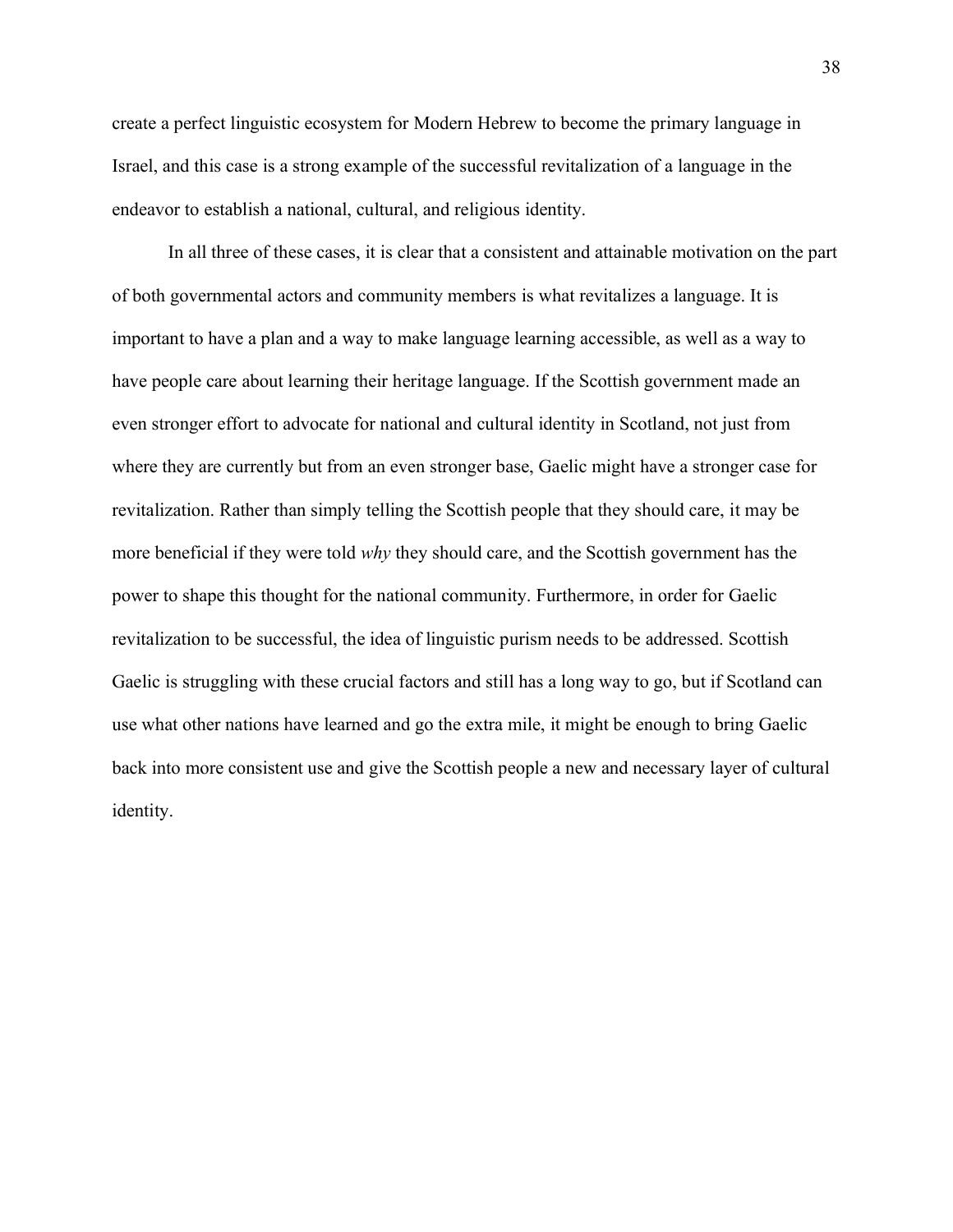create a perfect linguistic ecosystem for Modern Hebrew to become the primary language in Israel, and this case is a strong example of the successful revitalization of a language in the endeavor to establish a national, cultural, and religious identity.

In all three of these cases, it is clear that a consistent and attainable motivation on the part of both governmental actors and community members is what revitalizes a language. It is important to have a plan and a way to make language learning accessible, as well as a way to have people care about learning their heritage language. If the Scottish government made an even stronger effort to advocate for national and cultural identity in Scotland, not just from where they are currently but from an even stronger base, Gaelic might have a stronger case for revitalization. Rather than simply telling the Scottish people that they should care, it may be more beneficial if they were told *why* they should care, and the Scottish government has the power to shape this thought for the national community. Furthermore, in order for Gaelic revitalization to be successful, the idea of linguistic purism needs to be addressed. Scottish Gaelic is struggling with these crucial factors and still has a long way to go, but if Scotland can use what other nations have learned and go the extra mile, it might be enough to bring Gaelic back into more consistent use and give the Scottish people a new and necessary layer of cultural identity.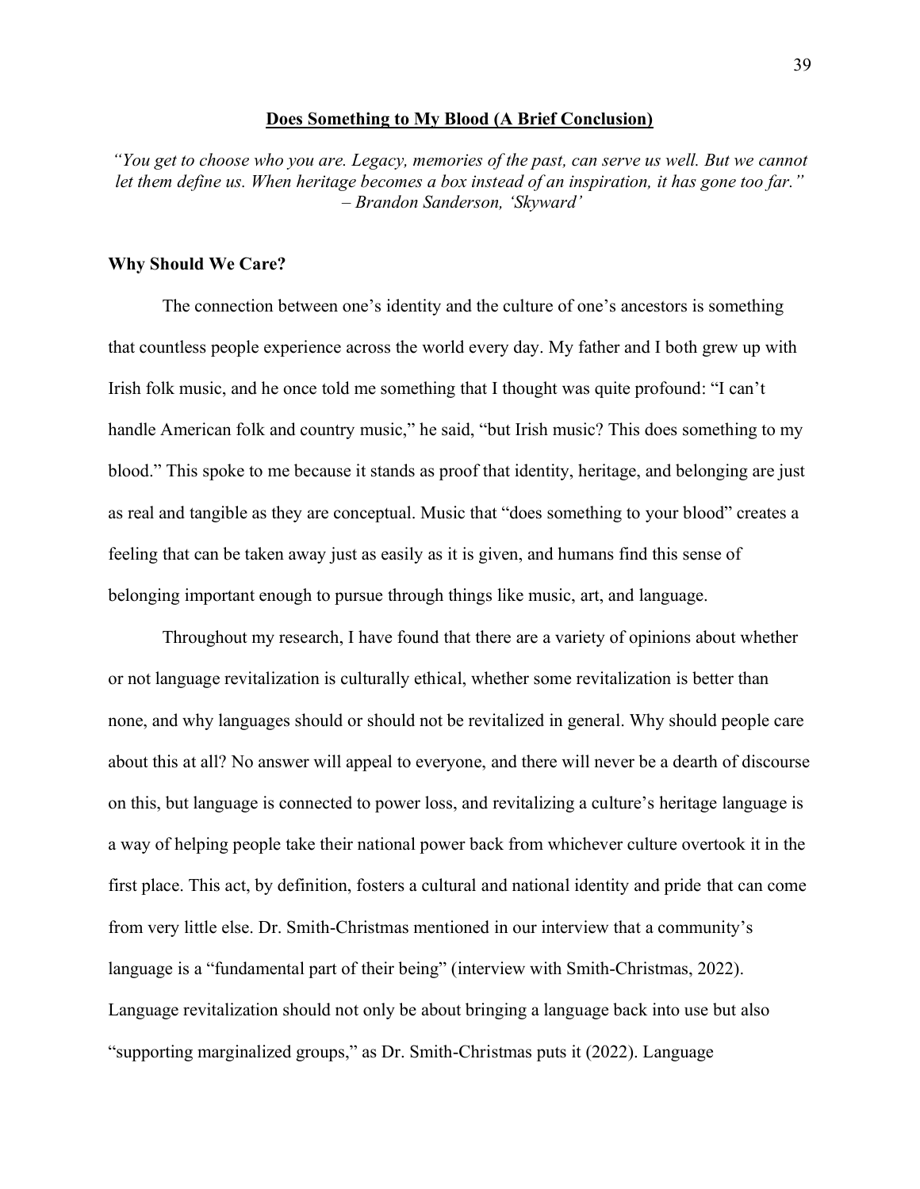## Does Something to My Blood (A Brief Conclusion)

*"You get to choose who you are. Legacy, memories of the past, can serve us well. But we cannot let them define us. When heritage becomes a box instead of an inspiration, it has gone too far."*
*– Brandon Sanderson, 'Skyward'*

### Why Should We Care?

The connection between one's identity and the culture of one's ancestors is something that countless people experience across the world every day. My father and I both grew up with Irish folk music, and he once told me something that I thought was quite profound: "I can't handle American folk and country music," he said, "but Irish music? This does something to my blood." This spoke to me because it stands as proof that identity, heritage, and belonging are just as real and tangible as they are conceptual. Music that "does something to your blood" creates a feeling that can be taken away just as easily as it is given, and humans find this sense of belonging important enough to pursue through things like music, art, and language.

Throughout my research, I have found that there are a variety of opinions about whether or not language revitalization is culturally ethical, whether some revitalization is better than none, and why languages should or should not be revitalized in general. Why should people care about this at all? No answer will appeal to everyone, and there will never be a dearth of discourse on this, but language is connected to power loss, and revitalizing a culture's heritage language is a way of helping people take their national power back from whichever culture overtook it in the first place. This act, by definition, fosters a cultural and national identity and pride that can come from very little else. Dr. Smith-Christmas mentioned in our interview that a community's language is a "fundamental part of their being" (interview with Smith-Christmas, 2022). Language revitalization should not only be about bringing a language back into use but also "supporting marginalized groups," as Dr. Smith-Christmas puts it (2022). Language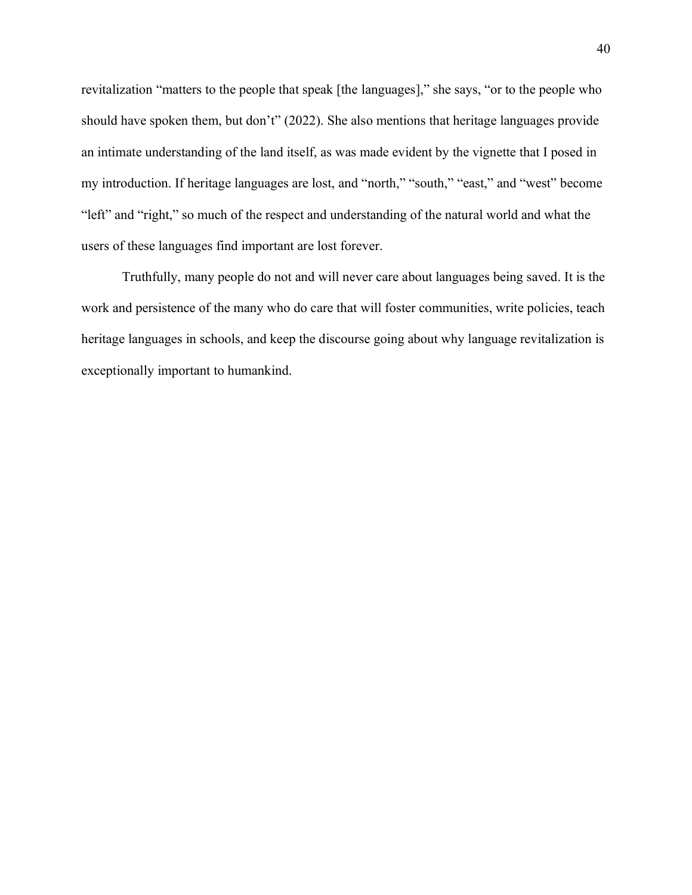revitalization “matters to the people that speak [the languages],” she says, “or to the people who should have spoken them, but don’t” (2022). She also mentions that heritage languages provide an intimate understanding of the land itself, as was made evident by the vignette that I posed in my introduction. If heritage languages are lost, and “north,” “south,” “east,” and “west” become “left” and “right,” so much of the respect and understanding of the natural world and what the users of these languages find important are lost forever.

Truthfully, many people do not and will never care about languages being saved. It is the work and persistence of the many who do care that will foster communities, write policies, teach heritage languages in schools, and keep the discourse going about why language revitalization is exceptionally important to humankind.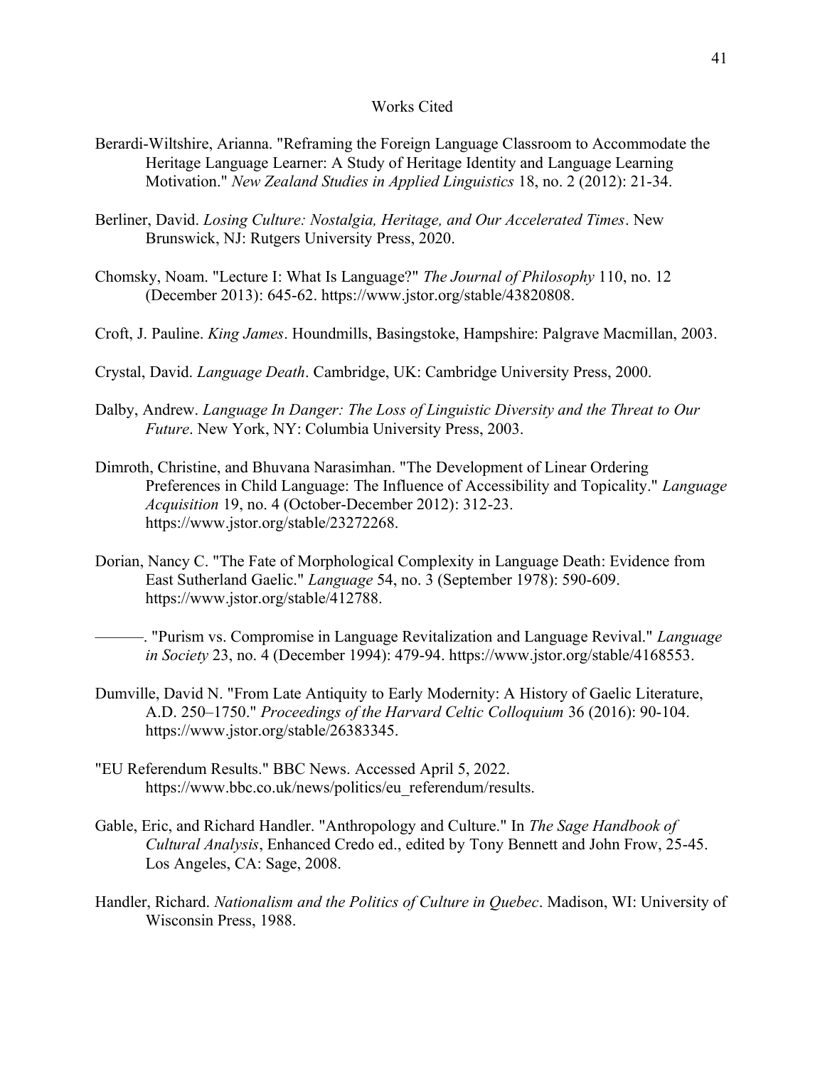# Works Cited

Berardi-Wiltshire, Arianna. "Reframing the Foreign Language Classroom to Accommodate the Heritage Language Learner: A Study of Heritage Identity and Language Learning Motivation." *New Zealand Studies in Applied Linguistics* 18, no. 2 (2012): 21-34.

Berliner, David. *Losing Culture: Nostalgia, Heritage, and Our Accelerated Times*. New Brunswick, NJ: Rutgers University Press, 2020.

Chomsky, Noam. "Lecture I: What Is Language?" *The Journal of Philosophy* 110, no. 12 (December 2013): 645-62. https://www.jstor.org/stable/43820808.

Croft, J. Pauline. *King James*. Houndmills, Basingstoke, Hampshire: Palgrave Macmillan, 2003.

Crystal, David. *Language Death*. Cambridge, UK: Cambridge University Press, 2000.

Dalby, Andrew. *Language In Danger: The Loss of Linguistic Diversity and the Threat to Our Future*. New York, NY: Columbia University Press, 2003.

Dimroth, Christine, and Bhuvana Narasimhan. "The Development of Linear Ordering Preferences in Child Language: The Influence of Accessibility and Topicality." *Language Acquisition* 19, no. 4 (October-December 2012): 312-23. https://www.jstor.org/stable/23272268.

Dorian, Nancy C. "The Fate of Morphological Complexity in Language Death: Evidence from East Sutherland Gaelic." *Language* 54, no. 3 (September 1978): 590-609. https://www.jstor.org/stable/412788.

———. "Purism vs. Compromise in Language Revitalization and Language Revival." *Language in Society* 23, no. 4 (December 1994): 479-94. https://www.jstor.org/stable/4168553.

Dumville, David N. "From Late Antiquity to Early Modernity: A History of Gaelic Literature, A.D. 250–1750." *Proceedings of the Harvard Celtic Colloquium* 36 (2016): 90-104. https://www.jstor.org/stable/26383345.

"EU Referendum Results." BBC News. Accessed April 5, 2022. https://www.bbc.co.uk/news/politics/eu_referendum/results.

Gable, Eric, and Richard Handler. "Anthropology and Culture." In *The Sage Handbook of Cultural Analysis*, Enhanced Credo ed., edited by Tony Bennett and John Frow, 25-45. Los Angeles, CA: Sage, 2008.

Handler, Richard. *Nationalism and the Politics of Culture in Quebec*. Madison, WI: University of Wisconsin Press, 1988.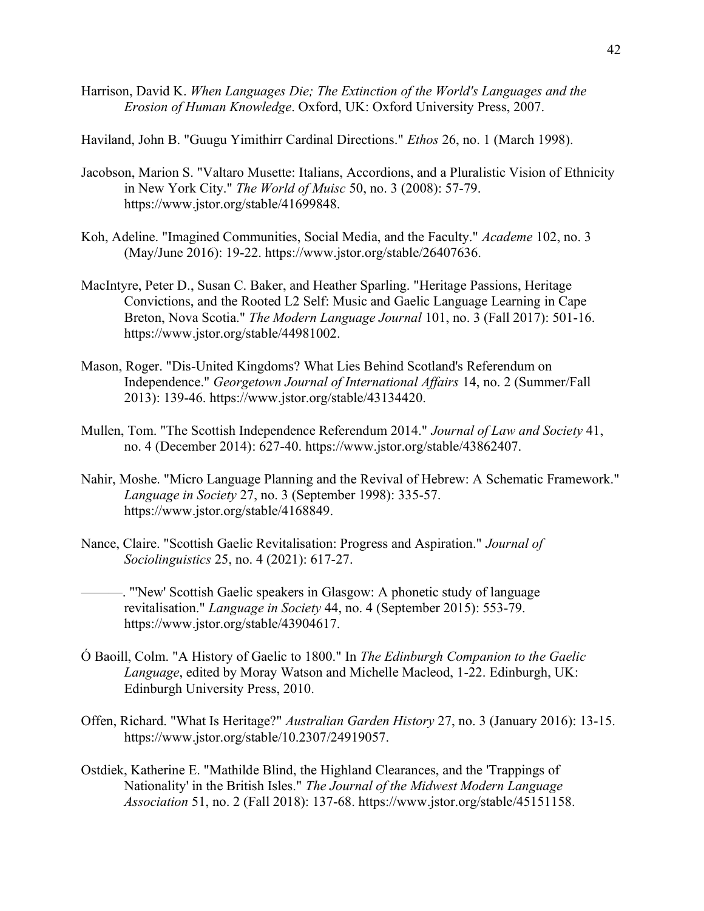Harrison, David K. *When Languages Die; The Extinction of the World's Languages and the Erosion of Human Knowledge*. Oxford, UK: Oxford University Press, 2007.

Haviland, John B. "Guugu Yimithirr Cardinal Directions." *Ethos* 26, no. 1 (March 1998).

Jacobson, Marion S. "Valtaro Musette: Italians, Accordions, and a Pluralistic Vision of Ethnicity in New York City." *The World of Muisc* 50, no. 3 (2008): 57-79. https://www.jstor.org/stable/41699848.

Koh, Adeline. "Imagined Communities, Social Media, and the Faculty." *Academe* 102, no. 3 (May/June 2016): 19-22. https://www.jstor.org/stable/26407636.

MacIntyre, Peter D., Susan C. Baker, and Heather Sparling. "Heritage Passions, Heritage Convictions, and the Rooted L2 Self: Music and Gaelic Language Learning in Cape Breton, Nova Scotia." *The Modern Language Journal* 101, no. 3 (Fall 2017): 501-16. https://www.jstor.org/stable/44981002.

Mason, Roger. "Dis-United Kingdoms? What Lies Behind Scotland's Referendum on Independence." *Georgetown Journal of International Affairs* 14, no. 2 (Summer/Fall 2013): 139-46. https://www.jstor.org/stable/43134420.

Mullen, Tom. "The Scottish Independence Referendum 2014." *Journal of Law and Society* 41, no. 4 (December 2014): 627-40. https://www.jstor.org/stable/43862407.

Nahir, Moshe. "Micro Language Planning and the Revival of Hebrew: A Schematic Framework." *Language in Society* 27, no. 3 (September 1998): 335-57. https://www.jstor.org/stable/4168849.

Nance, Claire. "Scottish Gaelic Revitalisation: Progress and Aspiration." *Journal of Sociolinguistics* 25, no. 4 (2021): 617-27.

———. "'New' Scottish Gaelic speakers in Glasgow: A phonetic study of language revitalisation." *Language in Society* 44, no. 4 (September 2015): 553-79. https://www.jstor.org/stable/43904617.

Ó Baoill, Colm. "A History of Gaelic to 1800." In *The Edinburgh Companion to the Gaelic Language*, edited by Moray Watson and Michelle Macleod, 1-22. Edinburgh, UK: Edinburgh University Press, 2010.

Offen, Richard. "What Is Heritage?" *Australian Garden History* 27, no. 3 (January 2016): 13-15. https://www.jstor.org/stable/10.2307/24919057.

Ostdiek, Katherine E. "Mathilde Blind, the Highland Clearances, and the 'Trappings of Nationality' in the British Isles." *The Journal of the Midwest Modern Language Association* 51, no. 2 (Fall 2018): 137-68. https://www.jstor.org/stable/45151158.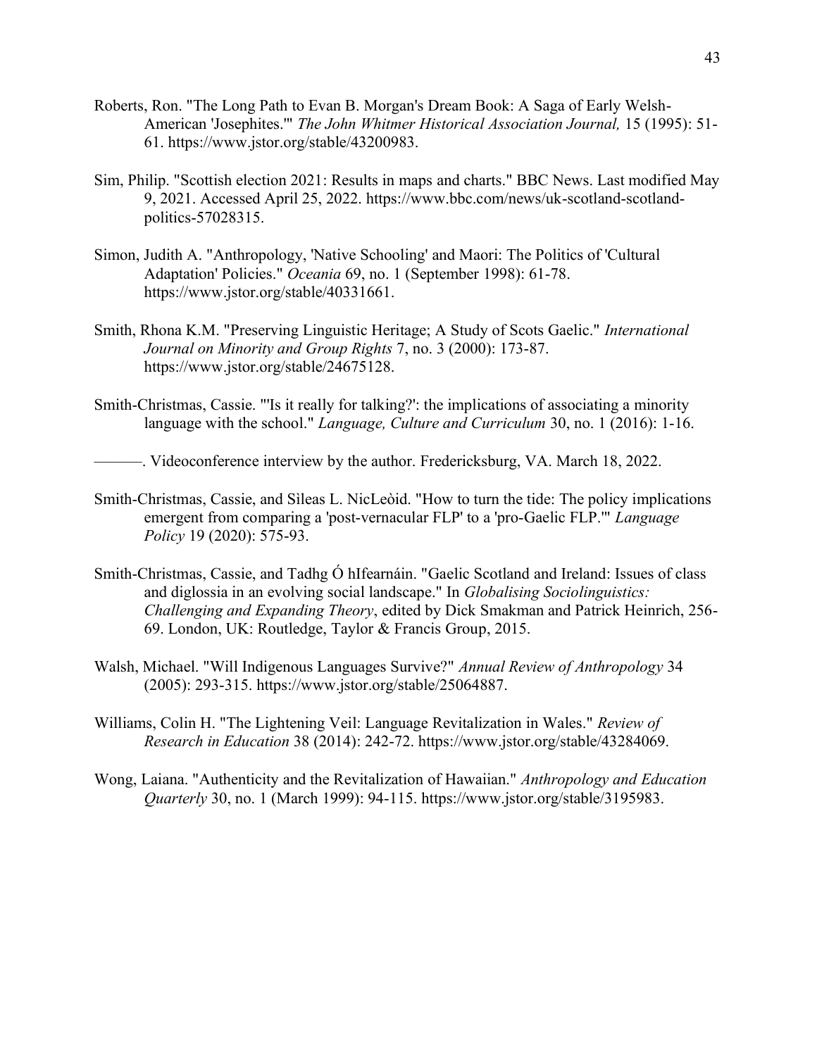Roberts, Ron. "The Long Path to Evan B. Morgan's Dream Book: A Saga of Early Welsh-American 'Josephites.'" *The John Whitmer Historical Association Journal,* 15 (1995): 51-61. https://www.jstor.org/stable/43200983.

Sim, Philip. "Scottish election 2021: Results in maps and charts." BBC News. Last modified May 9, 2021. Accessed April 25, 2022. https://www.bbc.com/news/uk-scotland-scotland-politics-57028315.

Simon, Judith A. "Anthropology, 'Native Schooling' and Maori: The Politics of 'Cultural Adaptation' Policies." *Oceania* 69, no. 1 (September 1998): 61-78. https://www.jstor.org/stable/40331661.

Smith, Rhona K.M. "Preserving Linguistic Heritage; A Study of Scots Gaelic." *International Journal on Minority and Group Rights* 7, no. 3 (2000): 173-87. https://www.jstor.org/stable/24675128.

Smith-Christmas, Cassie. "'Is it really for talking?': the implications of associating a minority language with the school." *Language, Culture and Curriculum* 30, no. 1 (2016): 1-16.

———. Videoconference interview by the author. Fredericksburg, VA. March 18, 2022.

Smith-Christmas, Cassie, and Sìleas L. NicLeòid. "How to turn the tide: The policy implications emergent from comparing a 'post-vernacular FLP' to a 'pro-Gaelic FLP.'" *Language Policy* 19 (2020): 575-93.

Smith-Christmas, Cassie, and Tadhg Ó hIfearnáin. "Gaelic Scotland and Ireland: Issues of class and diglossia in an evolving social landscape." In *Globalising Sociolinguistics: Challenging and Expanding Theory*, edited by Dick Smakman and Patrick Heinrich, 256-69. London, UK: Routledge, Taylor & Francis Group, 2015.

Walsh, Michael. "Will Indigenous Languages Survive?" *Annual Review of Anthropology* 34 (2005): 293-315. https://www.jstor.org/stable/25064887.

Williams, Colin H. "The Lightening Veil: Language Revitalization in Wales." *Review of Research in Education* 38 (2014): 242-72. https://www.jstor.org/stable/43284069.

Wong, Laiana. "Authenticity and the Revitalization of Hawaiian." *Anthropology and Education Quarterly* 30, no. 1 (March 1999): 94-115. https://www.jstor.org/stable/3195983.